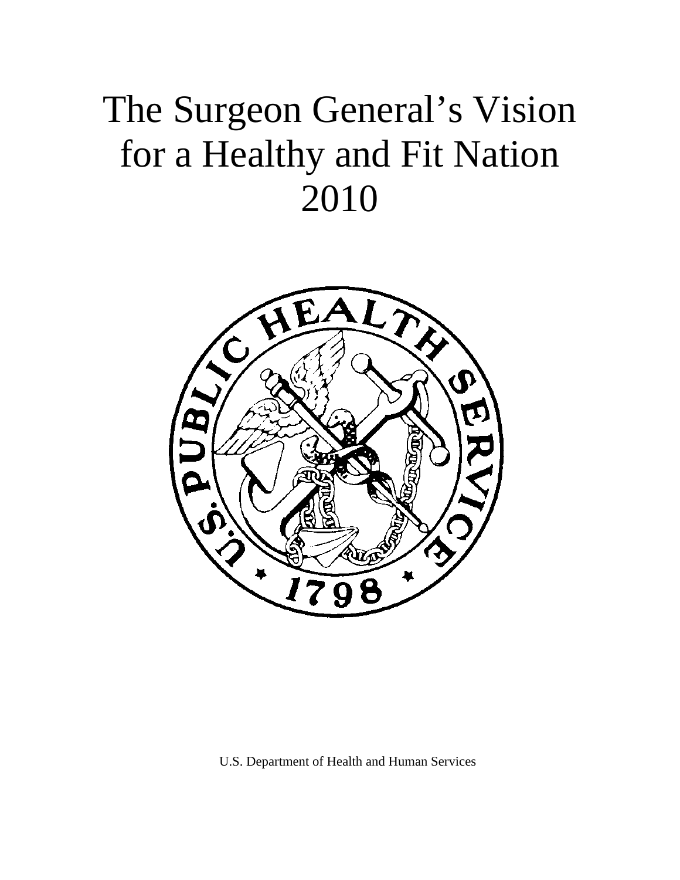# The Surgeon General's Vision for a Healthy and Fit Nation 2010

U.S. Department of Health and Human Services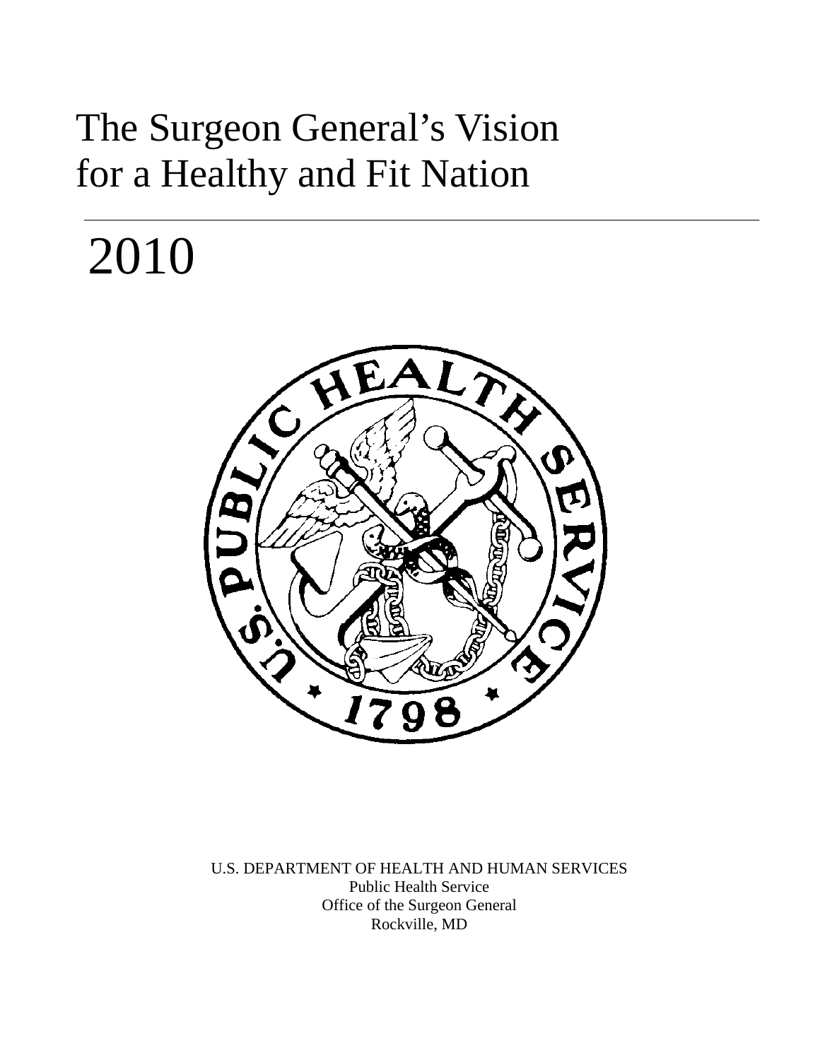# The Surgeon General's Vision for a Healthy and Fit Nation

# 2010

U.S. DEPARTMENT OF HEALTH AND HUMAN SERVICES
Public Health Service
Office of the Surgeon General
Rockville, MD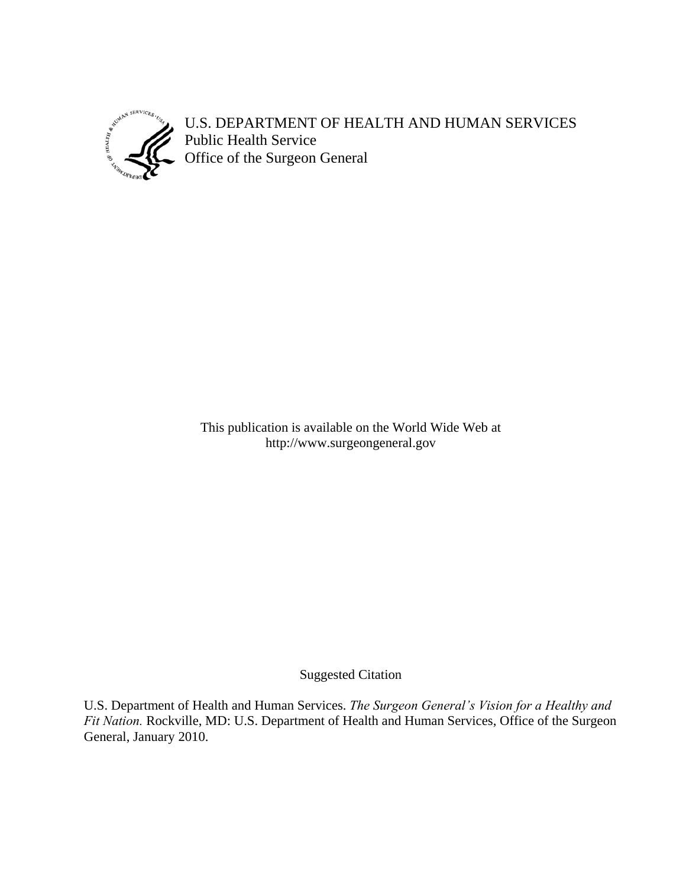U.S. DEPARTMENT OF HEALTH AND HUMAN SERVICES
Public Health Service
Office of the Surgeon General

This publication is available on the World Wide Web at
http://www.surgeongeneral.gov

Suggested Citation

U.S. Department of Health and Human Services. *The Surgeon General's Vision for a Healthy and Fit Nation.* Rockville, MD: U.S. Department of Health and Human Services, Office of the Surgeon General, January 2010.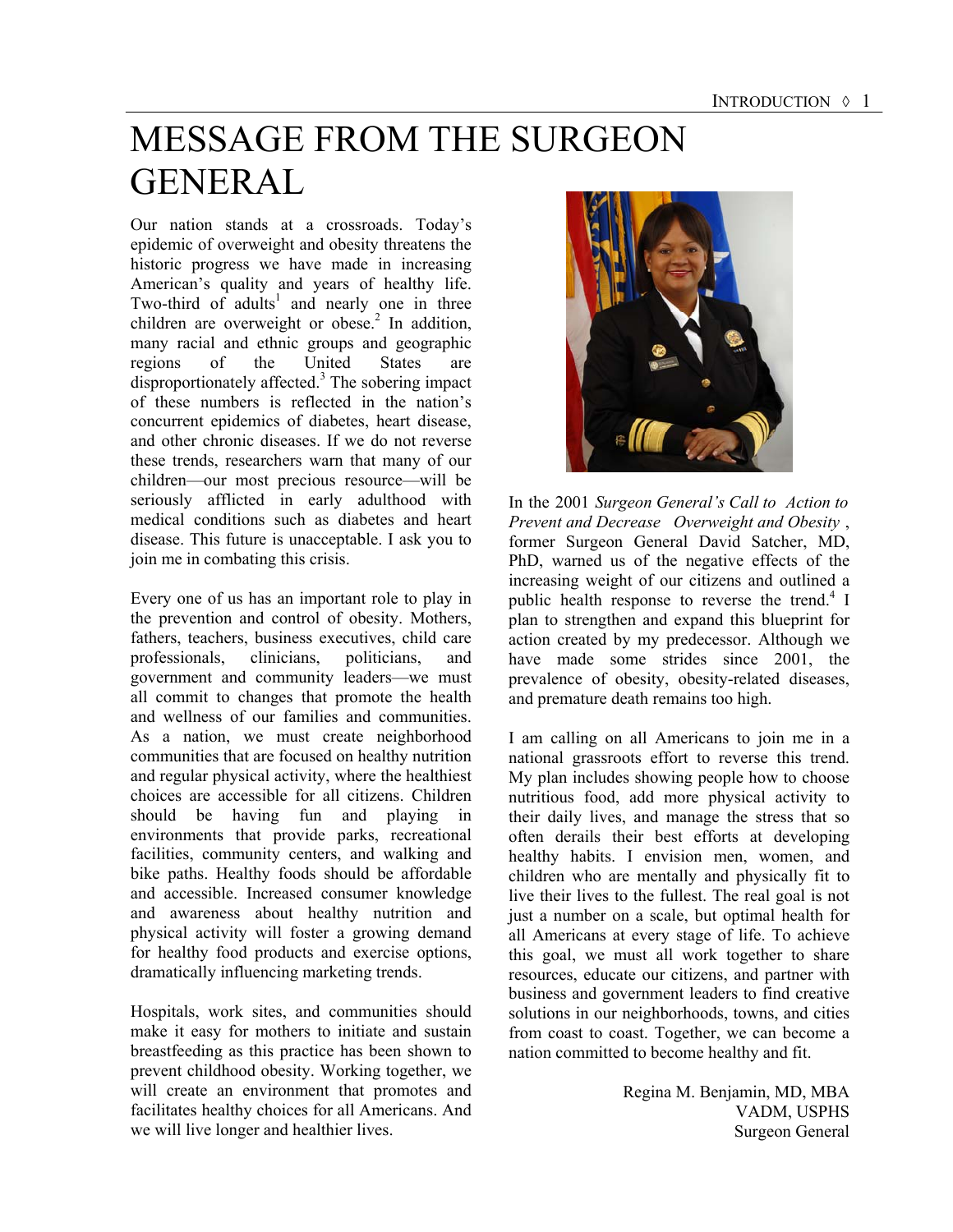# MESSAGE FROM THE SURGEON GENERAL

Our nation stands at a crossroads. Today's epidemic of overweight and obesity threatens the historic progress we have made in increasing American's quality and years of healthy life. Two-third of adults[1] and nearly one in three children are overweight or obese.[2] In addition, many racial and ethnic groups and geographic regions of the United States are disproportionately affected.[3] The sobering impact of these numbers is reflected in the nation's concurrent epidemics of diabetes, heart disease, and other chronic diseases. If we do not reverse these trends, researchers warn that many of our children—our most precious resource—will be seriously afflicted in early adulthood with medical conditions such as diabetes and heart disease. This future is unacceptable. I ask you to join me in combating this crisis.

Every one of us has an important role to play in the prevention and control of obesity. Mothers, fathers, teachers, business executives, child care professionals, clinicians, politicians, and government and community leaders—we must all commit to changes that promote the health and wellness of our families and communities. As a nation, we must create neighborhood communities that are focused on healthy nutrition and regular physical activity, where the healthiest choices are accessible for all citizens. Children should be having fun and playing in environments that provide parks, recreational facilities, community centers, and walking and bike paths. Healthy foods should be affordable and accessible. Increased consumer knowledge and awareness about healthy nutrition and physical activity will foster a growing demand for healthy food products and exercise options, dramatically influencing marketing trends.

Hospitals, work sites, and communities should make it easy for mothers to initiate and sustain breastfeeding as this practice has been shown to prevent childhood obesity. Working together, we will create an environment that promotes and facilitates healthy choices for all Americans. And we will live longer and healthier lives.

In the 2001 *Surgeon General's Call to Action to Prevent and Decrease Overweight and Obesity*, former Surgeon General David Satcher, MD, PhD, warned us of the negative effects of the increasing weight of our citizens and outlined a public health response to reverse the trend.[4] I plan to strengthen and expand this blueprint for action created by my predecessor. Although we have made some strides since 2001, the prevalence of obesity, obesity-related diseases, and premature death remains too high.

I am calling on all Americans to join me in a national grassroots effort to reverse this trend. My plan includes showing people how to choose nutritious food, add more physical activity to their daily lives, and manage the stress that so often derails their best efforts at developing healthy habits. I envision men, women, and children who are mentally and physically fit to live their lives to the fullest. The real goal is not just a number on a scale, but optimal health for all Americans at every stage of life. To achieve this goal, we must all work together to share resources, educate our citizens, and partner with business and government leaders to find creative solutions in our neighborhoods, towns, and cities from coast to coast. Together, we can become a nation committed to become healthy and fit.

Regina M. Benjamin, MD, MBA
VADM, USPHS
Surgeon General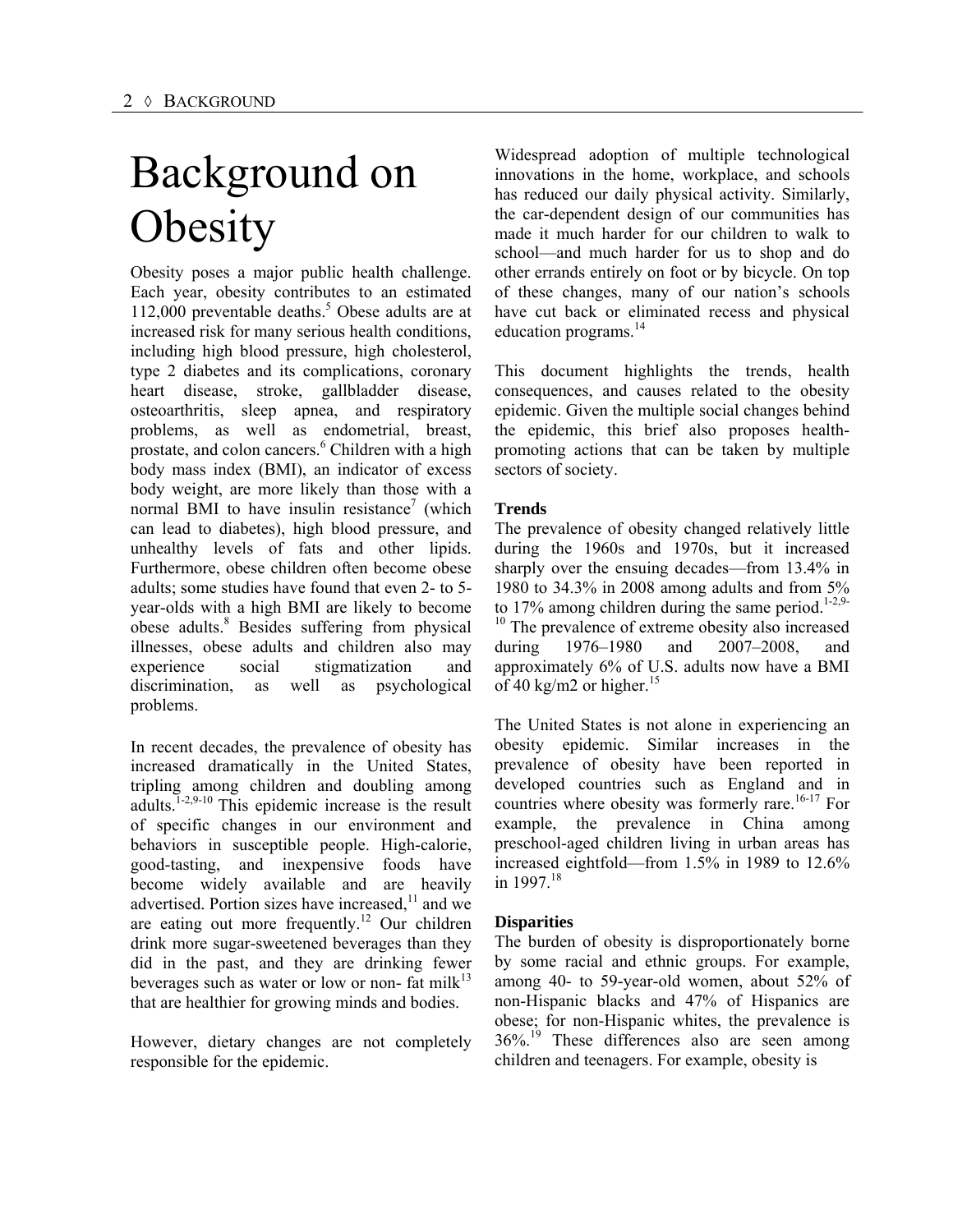# Background on Obesity

Obesity poses a major public health challenge. Each year, obesity contributes to an estimated 112,000 preventable deaths.[5] Obese adults are at increased risk for many serious health conditions, including high blood pressure, high cholesterol, type 2 diabetes and its complications, coronary heart disease, stroke, gallbladder disease, osteoarthritis, sleep apnea, and respiratory problems, as well as endometrial, breast, prostate, and colon cancers.[6] Children with a high body mass index (BMI), an indicator of excess body weight, are more likely than those with a normal BMI to have insulin resistance[7] (which can lead to diabetes), high blood pressure, and unhealthy levels of fats and other lipids. Furthermore, obese children often become obese adults; some studies have found that even 2- to 5-year-olds with a high BMI are likely to become obese adults.[8] Besides suffering from physical illnesses, obese adults and children also may experience social stigmatization and discrimination, as well as psychological problems.

In recent decades, the prevalence of obesity has increased dramatically in the United States, tripling among children and doubling among adults.[1-2,9-10] This epidemic increase is the result of specific changes in our environment and behaviors in susceptible people. High-calorie, good-tasting, and inexpensive foods have become widely available and are heavily advertised. Portion sizes have increased,[11] and we are eating out more frequently.[12] Our children drink more sugar-sweetened beverages than they did in the past, and they are drinking fewer beverages such as water or low or non- fat milk[13] that are healthier for growing minds and bodies.

However, dietary changes are not completely responsible for the epidemic.

Widespread adoption of multiple technological innovations in the home, workplace, and schools has reduced our daily physical activity. Similarly, the car-dependent design of our communities has made it much harder for our children to walk to school—and much harder for us to shop and do other errands entirely on foot or by bicycle. On top of these changes, many of our nation's schools have cut back or eliminated recess and physical education programs.[14]

This document highlights the trends, health consequences, and causes related to the obesity epidemic. Given the multiple social changes behind the epidemic, this brief also proposes health-promoting actions that can be taken by multiple sectors of society.

**Trends**

The prevalence of obesity changed relatively little during the 1960s and 1970s, but it increased sharply over the ensuing decades—from 13.4% in 1980 to 34.3% in 2008 among adults and from 5% to 17% among children during the same period.[1-2,9-10] The prevalence of extreme obesity also increased during 1976–1980 and 2007–2008, and approximately 6% of U.S. adults now have a BMI of 40 kg/m2 or higher.[15]

The United States is not alone in experiencing an obesity epidemic. Similar increases in the prevalence of obesity have been reported in developed countries such as England and in countries where obesity was formerly rare.[16-17] For example, the prevalence in China among preschool-aged children living in urban areas has increased eightfold—from 1.5% in 1989 to 12.6% in 1997.[18]

**Disparities**

The burden of obesity is disproportionately borne by some racial and ethnic groups. For example, among 40- to 59-year-old women, about 52% of non-Hispanic blacks and 47% of Hispanics are obese; for non-Hispanic whites, the prevalence is 36%.[19] These differences also are seen among children and teenagers. For example, obesity is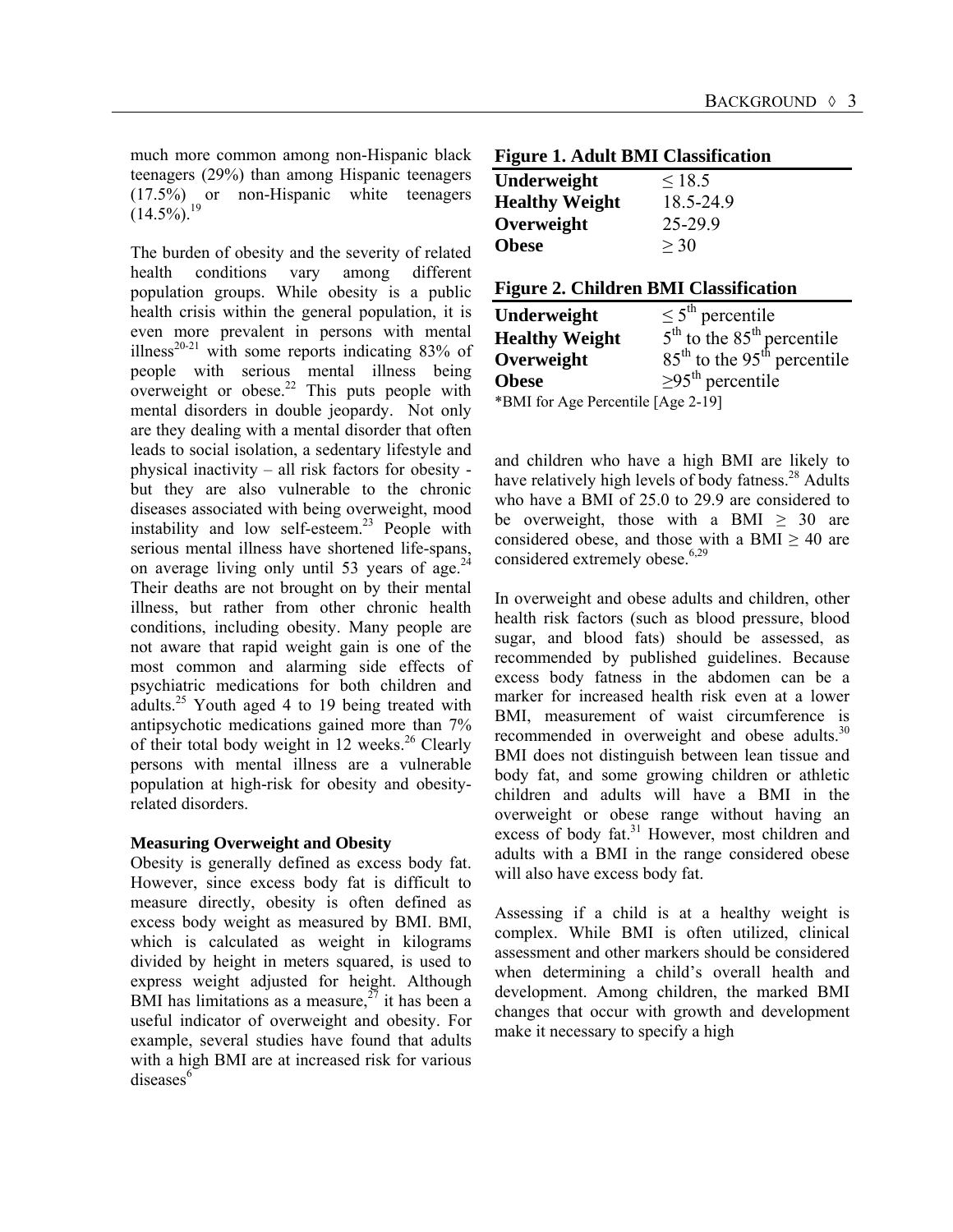much more common among non-Hispanic black teenagers (29%) than among Hispanic teenagers (17.5%) or non-Hispanic white teenagers (14.5%).[19]

The burden of obesity and the severity of related health conditions vary among different population groups. While obesity is a public health crisis within the general population, it is even more prevalent in persons with mental illness[20-21] with some reports indicating 83% of people with serious mental illness being overweight or obese.[22] This puts people with mental disorders in double jeopardy. Not only are they dealing with a mental disorder that often leads to social isolation, a sedentary lifestyle and physical inactivity – all risk factors for obesity - but they are also vulnerable to the chronic diseases associated with being overweight, mood instability and low self-esteem.[23] People with serious mental illness have shortened life-spans, on average living only until 53 years of age.[24] Their deaths are not brought on by their mental illness, but rather from other chronic health conditions, including obesity. Many people are not aware that rapid weight gain is one of the most common and alarming side effects of psychiatric medications for both children and adults.[25] Youth aged 4 to 19 being treated with antipsychotic medications gained more than 7% of their total body weight in 12 weeks.[26] Clearly persons with mental illness are a vulnerable population at high-risk for obesity and obesity-related disorders.

**Measuring Overweight and Obesity**

Obesity is generally defined as excess body fat. However, since excess body fat is difficult to measure directly, obesity is often defined as excess body weight as measured by BMI. BMI, which is calculated as weight in kilograms divided by height in meters squared, is used to express weight adjusted for height. Although BMI has limitations as a measure,[27] it has been a useful indicator of overweight and obesity. For example, several studies have found that adults with a high BMI are at increased risk for various diseases[6]

**Figure 1. Adult BMI Classification**

| | |
|---|---|
| **Underweight** | ≤ 18.5 |
| **Healthy Weight** | 18.5-24.9 |
| **Overweight** | 25-29.9 |
| **Obese** | ≥ 30 |

**Figure 2. Children BMI Classification**

| | |
|---|---|
| **Underweight** | ≤ 5th percentile |
| **Healthy Weight** | 5th to the 85th percentile |
| **Overweight** | 85th to the 95th percentile |
| **Obese** | ≥95th percentile |

*BMI for Age Percentile [Age 2-19]

and children who have a high BMI are likely to have relatively high levels of body fatness.[28] Adults who have a BMI of 25.0 to 29.9 are considered to be overweight, those with a BMI ≥ 30 are considered obese, and those with a BMI ≥ 40 are considered extremely obese.[6,29]

In overweight and obese adults and children, other health risk factors (such as blood pressure, blood sugar, and blood fats) should be assessed, as recommended by published guidelines. Because excess body fatness in the abdomen can be a marker for increased health risk even at a lower BMI, measurement of waist circumference is recommended in overweight and obese adults.[30] BMI does not distinguish between lean tissue and body fat, and some growing children or athletic children and adults will have a BMI in the overweight or obese range without having an excess of body fat.[31] However, most children and adults with a BMI in the range considered obese will also have excess body fat.

Assessing if a child is at a healthy weight is complex. While BMI is often utilized, clinical assessment and other markers should be considered when determining a child's overall health and development. Among children, the marked BMI changes that occur with growth and development make it necessary to specify a high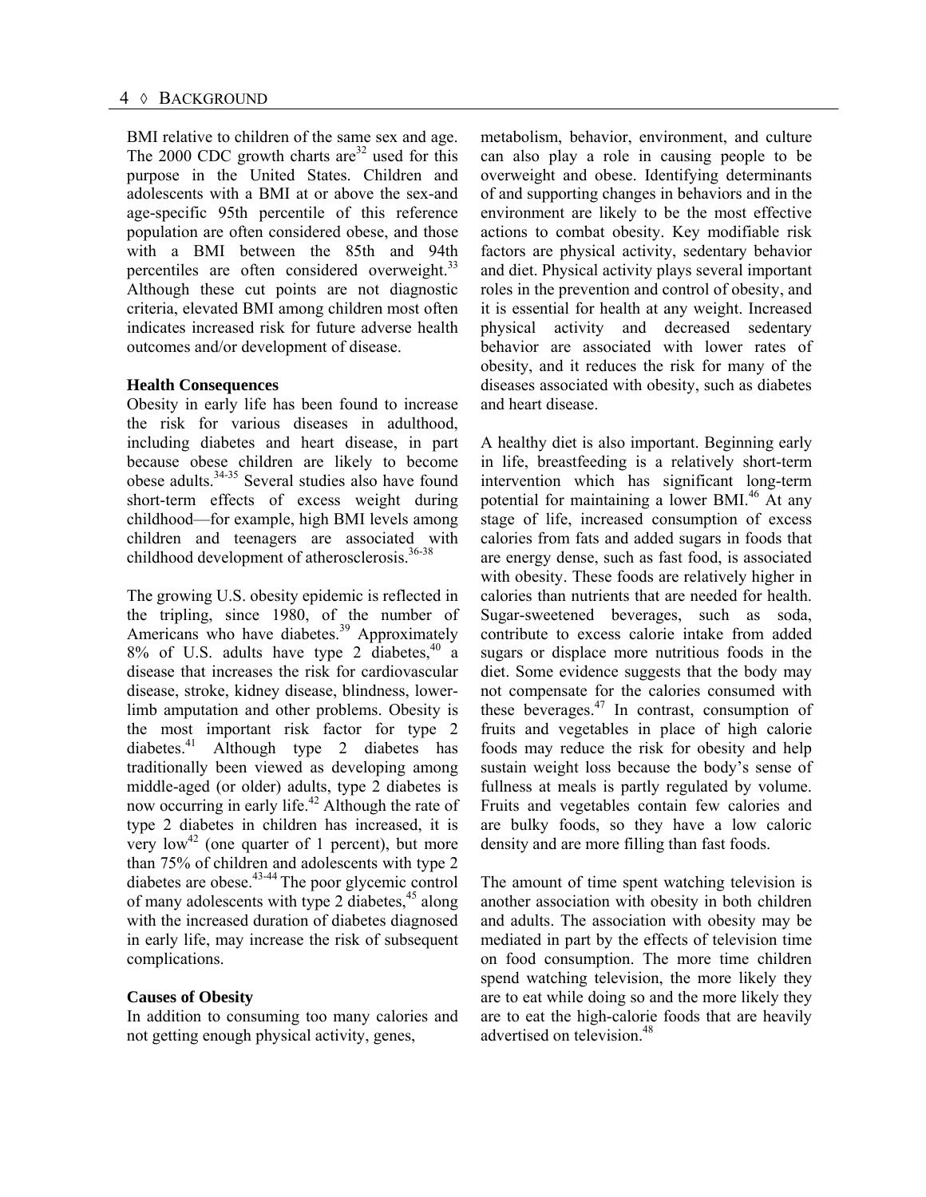BMI relative to children of the same sex and age. The 2000 CDC growth charts are[32] used for this purpose in the United States. Children and adolescents with a BMI at or above the sex-and age-specific 95th percentile of this reference population are often considered obese, and those with a BMI between the 85th and 94th percentiles are often considered overweight.[33] Although these cut points are not diagnostic criteria, elevated BMI among children most often indicates increased risk for future adverse health outcomes and/or development of disease.

**Health Consequences**

Obesity in early life has been found to increase the risk for various diseases in adulthood, including diabetes and heart disease, in part because obese children are likely to become obese adults.[34-35] Several studies also have found short-term effects of excess weight during childhood—for example, high BMI levels among children and teenagers are associated with childhood development of atherosclerosis.[36-38]

The growing U.S. obesity epidemic is reflected in the tripling, since 1980, of the number of Americans who have diabetes.[39] Approximately 8% of U.S. adults have type 2 diabetes,[40] a disease that increases the risk for cardiovascular disease, stroke, kidney disease, blindness, lower-limb amputation and other problems. Obesity is the most important risk factor for type 2 diabetes.[41] Although type 2 diabetes has traditionally been viewed as developing among middle-aged (or older) adults, type 2 diabetes is now occurring in early life.[42] Although the rate of type 2 diabetes in children has increased, it is very low[42] (one quarter of 1 percent), but more than 75% of children and adolescents with type 2 diabetes are obese.[43-44] The poor glycemic control of many adolescents with type 2 diabetes,[45] along with the increased duration of diabetes diagnosed in early life, may increase the risk of subsequent complications.

**Causes of Obesity**

In addition to consuming too many calories and not getting enough physical activity, genes, metabolism, behavior, environment, and culture can also play a role in causing people to be overweight and obese. Identifying determinants of and supporting changes in behaviors and in the environment are likely to be the most effective actions to combat obesity. Key modifiable risk factors are physical activity, sedentary behavior and diet. Physical activity plays several important roles in the prevention and control of obesity, and it is essential for health at any weight. Increased physical activity and decreased sedentary behavior are associated with lower rates of obesity, and it reduces the risk for many of the diseases associated with obesity, such as diabetes and heart disease.

A healthy diet is also important. Beginning early in life, breastfeeding is a relatively short-term intervention which has significant long-term potential for maintaining a lower BMI.[46] At any stage of life, increased consumption of excess calories from fats and added sugars in foods that are energy dense, such as fast food, is associated with obesity. These foods are relatively higher in calories than nutrients that are needed for health. Sugar-sweetened beverages, such as soda, contribute to excess calorie intake from added sugars or displace more nutritious foods in the diet. Some evidence suggests that the body may not compensate for the calories consumed with these beverages.[47] In contrast, consumption of fruits and vegetables in place of high calorie foods may reduce the risk for obesity and help sustain weight loss because the body's sense of fullness at meals is partly regulated by volume. Fruits and vegetables contain few calories and are bulky foods, so they have a low caloric density and are more filling than fast foods.

The amount of time spent watching television is another association with obesity in both children and adults. The association with obesity may be mediated in part by the effects of television time on food consumption. The more time children spend watching television, the more likely they are to eat while doing so and the more likely they are to eat the high-calorie foods that are heavily advertised on television.[48]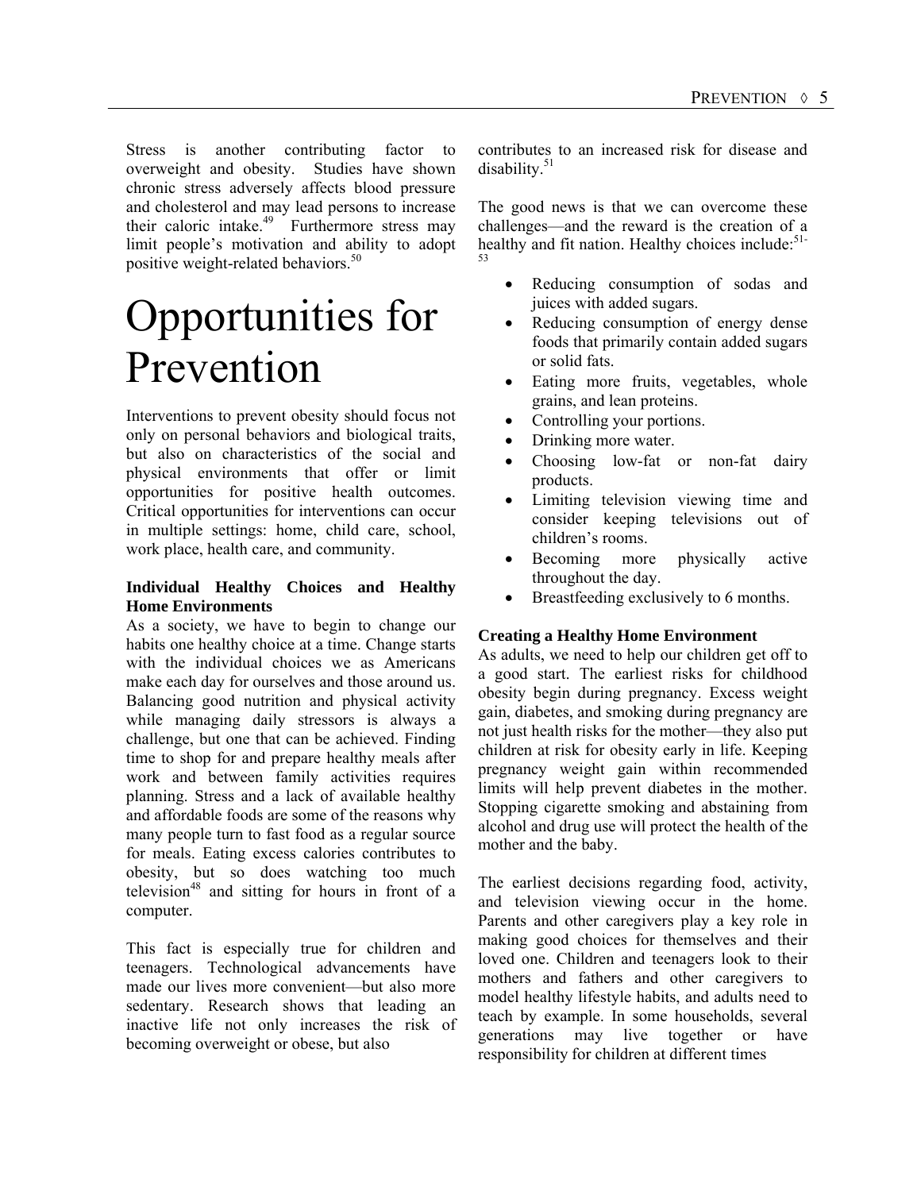Stress is another contributing factor to overweight and obesity. Studies have shown chronic stress adversely affects blood pressure and cholesterol and may lead persons to increase their caloric intake.[49] Furthermore stress may limit people's motivation and ability to adopt positive weight-related behaviors.[50]

# Opportunities for Prevention

Interventions to prevent obesity should focus not only on personal behaviors and biological traits, but also on characteristics of the social and physical environments that offer or limit opportunities for positive health outcomes. Critical opportunities for interventions can occur in multiple settings: home, child care, school, work place, health care, and community.

**Individual Healthy Choices and Healthy Home Environments**

As a society, we have to begin to change our habits one healthy choice at a time. Change starts with the individual choices we as Americans make each day for ourselves and those around us. Balancing good nutrition and physical activity while managing daily stressors is always a challenge, but one that can be achieved. Finding time to shop for and prepare healthy meals after work and between family activities requires planning. Stress and a lack of available healthy and affordable foods are some of the reasons why many people turn to fast food as a regular source for meals. Eating excess calories contributes to obesity, but so does watching too much television[48] and sitting for hours in front of a computer.

This fact is especially true for children and teenagers. Technological advancements have made our lives more convenient—but also more sedentary. Research shows that leading an inactive life not only increases the risk of becoming overweight or obese, but also contributes to an increased risk for disease and disability.[51]

The good news is that we can overcome these challenges—and the reward is the creation of a healthy and fit nation. Healthy choices include:[51-53]

- Reducing consumption of sodas and juices with added sugars.
- Reducing consumption of energy dense foods that primarily contain added sugars or solid fats.
- Eating more fruits, vegetables, whole grains, and lean proteins.
- Controlling your portions.
- Drinking more water.
- Choosing low-fat or non-fat dairy products.
- Limiting television viewing time and consider keeping televisions out of children's rooms.
- Becoming more physically active throughout the day.
- Breastfeeding exclusively to 6 months.

**Creating a Healthy Home Environment**

As adults, we need to help our children get off to a good start. The earliest risks for childhood obesity begin during pregnancy. Excess weight gain, diabetes, and smoking during pregnancy are not just health risks for the mother—they also put children at risk for obesity early in life. Keeping pregnancy weight gain within recommended limits will help prevent diabetes in the mother. Stopping cigarette smoking and abstaining from alcohol and drug use will protect the health of the mother and the baby.

The earliest decisions regarding food, activity, and television viewing occur in the home. Parents and other caregivers play a key role in making good choices for themselves and their loved one. Children and teenagers look to their mothers and fathers and other caregivers to model healthy lifestyle habits, and adults need to teach by example. In some households, several generations may live together or have responsibility for children at different times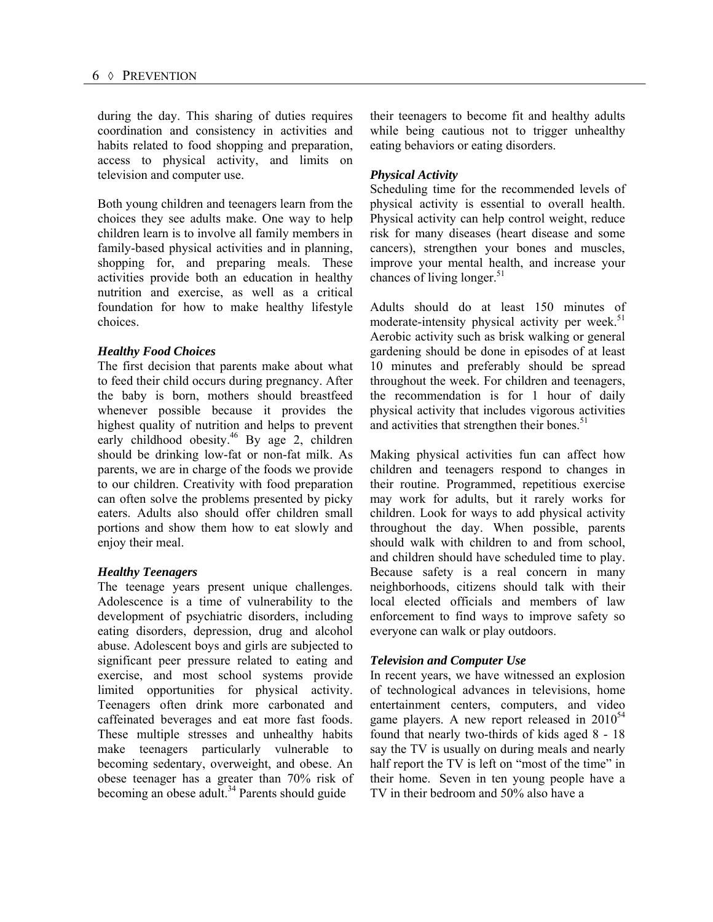during the day. This sharing of duties requires coordination and consistency in activities and habits related to food shopping and preparation, access to physical activity, and limits on television and computer use.

Both young children and teenagers learn from the choices they see adults make. One way to help children learn is to involve all family members in family-based physical activities and in planning, shopping for, and preparing meals. These activities provide both an education in healthy nutrition and exercise, as well as a critical foundation for how to make healthy lifestyle choices.

### *Healthy Food Choices*

The first decision that parents make about what to feed their child occurs during pregnancy. After the baby is born, mothers should breastfeed whenever possible because it provides the highest quality of nutrition and helps to prevent early childhood obesity.[46] By age 2, children should be drinking low-fat or non-fat milk. As parents, we are in charge of the foods we provide to our children. Creativity with food preparation can often solve the problems presented by picky eaters. Adults also should offer children small portions and show them how to eat slowly and enjoy their meal.

### *Healthy Teenagers*

The teenage years present unique challenges. Adolescence is a time of vulnerability to the development of psychiatric disorders, including eating disorders, depression, drug and alcohol abuse. Adolescent boys and girls are subjected to significant peer pressure related to eating and exercise, and most school systems provide limited opportunities for physical activity. Teenagers often drink more carbonated and caffeinated beverages and eat more fast foods. These multiple stresses and unhealthy habits make teenagers particularly vulnerable to becoming sedentary, overweight, and obese. An obese teenager has a greater than 70% risk of becoming an obese adult.[34] Parents should guide their teenagers to become fit and healthy adults while being cautious not to trigger unhealthy eating behaviors or eating disorders.

### *Physical Activity*

Scheduling time for the recommended levels of physical activity is essential to overall health. Physical activity can help control weight, reduce risk for many diseases (heart disease and some cancers), strengthen your bones and muscles, improve your mental health, and increase your chances of living longer.[51]

Adults should do at least 150 minutes of moderate-intensity physical activity per week.[51] Aerobic activity such as brisk walking or general gardening should be done in episodes of at least 10 minutes and preferably should be spread throughout the week. For children and teenagers, the recommendation is for 1 hour of daily physical activity that includes vigorous activities and activities that strengthen their bones.[51]

Making physical activities fun can affect how children and teenagers respond to changes in their routine. Programmed, repetitious exercise may work for adults, but it rarely works for children. Look for ways to add physical activity throughout the day. When possible, parents should walk with children to and from school, and children should have scheduled time to play. Because safety is a real concern in many neighborhoods, citizens should talk with their local elected officials and members of law enforcement to find ways to improve safety so everyone can walk or play outdoors.

### *Television and Computer Use*

In recent years, we have witnessed an explosion of technological advances in televisions, home entertainment centers, computers, and video game players. A new report released in 2010[54] found that nearly two-thirds of kids aged 8 - 18 say the TV is usually on during meals and nearly half report the TV is left on "most of the time" in their home. Seven in ten young people have a TV in their bedroom and 50% also have a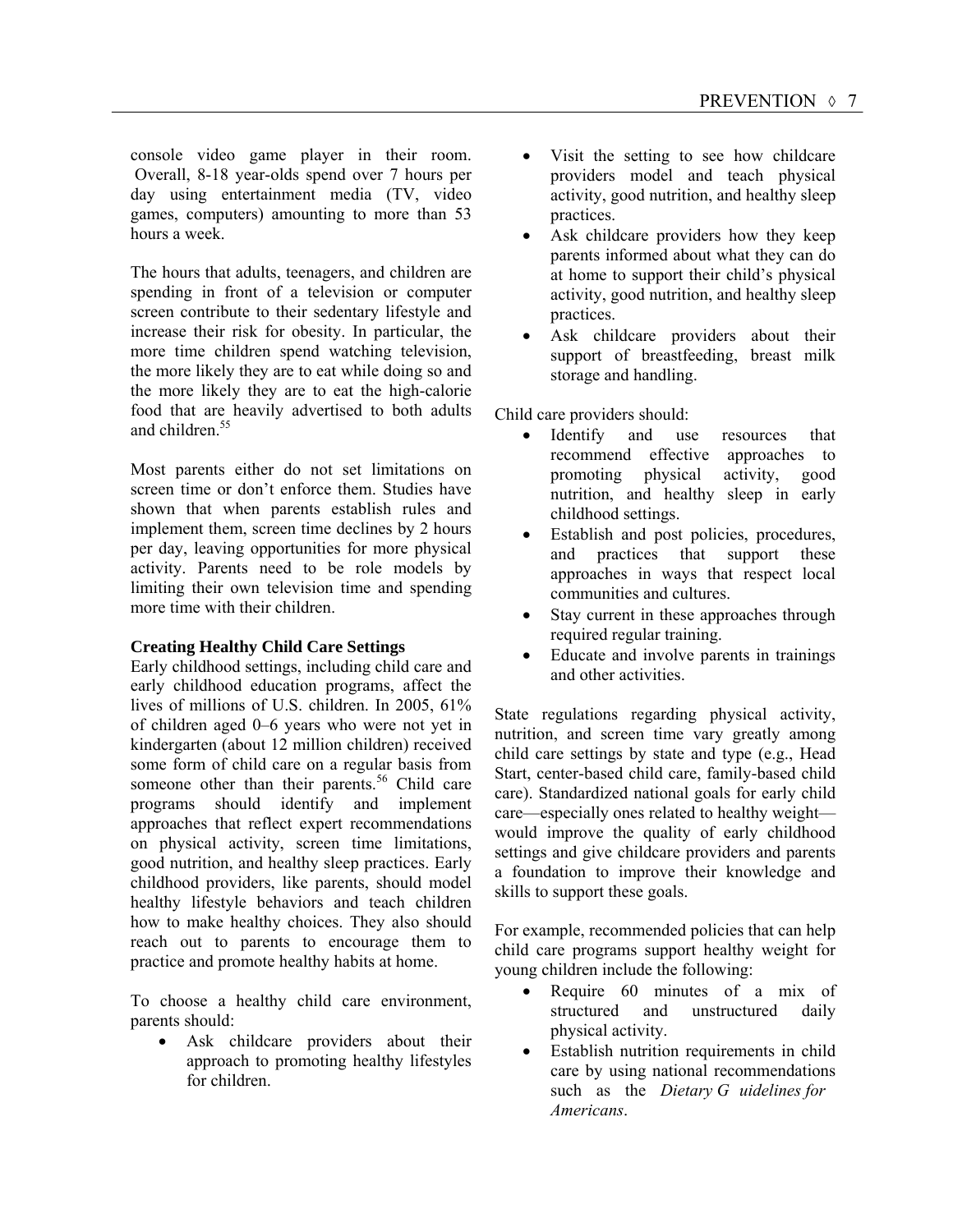console video game player in their room. Overall, 8-18 year-olds spend over 7 hours per day using entertainment media (TV, video games, computers) amounting to more than 53 hours a week.

The hours that adults, teenagers, and children are spending in front of a television or computer screen contribute to their sedentary lifestyle and increase their risk for obesity. In particular, the more time children spend watching television, the more likely they are to eat while doing so and the more likely they are to eat the high-calorie food that are heavily advertised to both adults and children.[55]

Most parents either do not set limitations on screen time or don't enforce them. Studies have shown that when parents establish rules and implement them, screen time declines by 2 hours per day, leaving opportunities for more physical activity. Parents need to be role models by limiting their own television time and spending more time with their children.

**Creating Healthy Child Care Settings**

Early childhood settings, including child care and early childhood education programs, affect the lives of millions of U.S. children. In 2005, 61% of children aged 0–6 years who were not yet in kindergarten (about 12 million children) received some form of child care on a regular basis from someone other than their parents.[56] Child care programs should identify and implement approaches that reflect expert recommendations on physical activity, screen time limitations, good nutrition, and healthy sleep practices. Early childhood providers, like parents, should model healthy lifestyle behaviors and teach children how to make healthy choices. They also should reach out to parents to encourage them to practice and promote healthy habits at home.

To choose a healthy child care environment, parents should:

- Ask childcare providers about their approach to promoting healthy lifestyles for children.
- Visit the setting to see how childcare providers model and teach physical activity, good nutrition, and healthy sleep practices.
- Ask childcare providers how they keep parents informed about what they can do at home to support their child's physical activity, good nutrition, and healthy sleep practices.
- Ask childcare providers about their support of breastfeeding, breast milk storage and handling.

Child care providers should:

- Identify and use resources that recommend effective approaches to promoting physical activity, good nutrition, and healthy sleep in early childhood settings.
- Establish and post policies, procedures, and practices that support these approaches in ways that respect local communities and cultures.
- Stay current in these approaches through required regular training.
- Educate and involve parents in trainings and other activities.

State regulations regarding physical activity, nutrition, and screen time vary greatly among child care settings by state and type (e.g., Head Start, center-based child care, family-based child care). Standardized national goals for early child care—especially ones related to healthy weight—would improve the quality of early childhood settings and give childcare providers and parents a foundation to improve their knowledge and skills to support these goals.

For example, recommended policies that can help child care programs support healthy weight for young children include the following:

- Require 60 minutes of a mix of structured and unstructured daily physical activity.
- Establish nutrition requirements in child care by using national recommendations such as the *Dietary Guidelines for Americans*.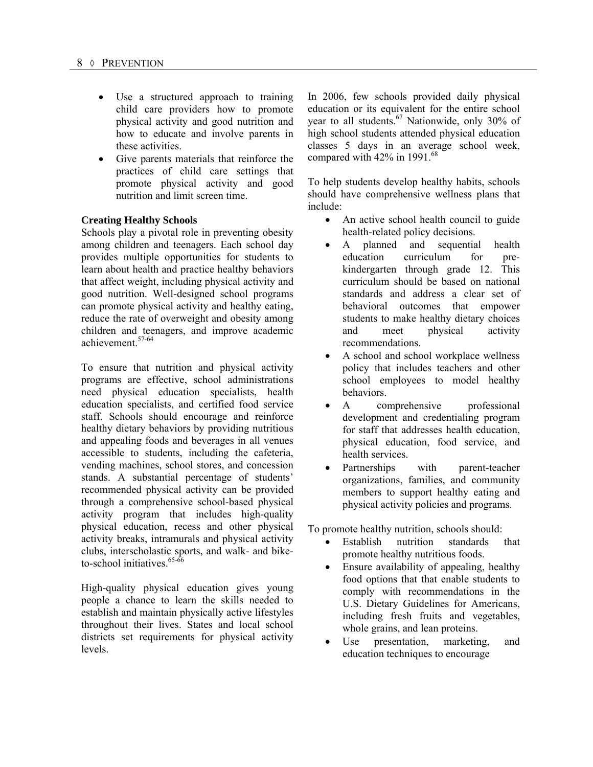- Use a structured approach to training child care providers how to promote physical activity and good nutrition and how to educate and involve parents in these activities.
- Give parents materials that reinforce the practices of child care settings that promote physical activity and good nutrition and limit screen time.

**Creating Healthy Schools**

Schools play a pivotal role in preventing obesity among children and teenagers. Each school day provides multiple opportunities for students to learn about health and practice healthy behaviors that affect weight, including physical activity and good nutrition. Well-designed school programs can promote physical activity and healthy eating, reduce the rate of overweight and obesity among children and teenagers, and improve academic achievement.[57-64]

To ensure that nutrition and physical activity programs are effective, school administrations need physical education specialists, health education specialists, and certified food service staff. Schools should encourage and reinforce healthy dietary behaviors by providing nutritious and appealing foods and beverages in all venues accessible to students, including the cafeteria, vending machines, school stores, and concession stands. A substantial percentage of students' recommended physical activity can be provided through a comprehensive school-based physical activity program that includes high-quality physical education, recess and other physical activity breaks, intramurals and physical activity clubs, interscholastic sports, and walk- and bike-to-school initiatives.[65-66]

High-quality physical education gives young people a chance to learn the skills needed to establish and maintain physically active lifestyles throughout their lives. States and local school districts set requirements for physical activity levels.

In 2006, few schools provided daily physical education or its equivalent for the entire school year to all students.[67] Nationwide, only 30% of high school students attended physical education classes 5 days in an average school week, compared with 42% in 1991.[68]

To help students develop healthy habits, schools should have comprehensive wellness plans that include:

- An active school health council to guide health-related policy decisions.
- A planned and sequential health education curriculum for pre-kindergarten through grade 12. This curriculum should be based on national standards and address a clear set of behavioral outcomes that empower students to make healthy dietary choices and meet physical activity recommendations.
- A school and school workplace wellness policy that includes teachers and other school employees to model healthy behaviors.
- A comprehensive professional development and credentialing program for staff that addresses health education, physical education, food service, and health services.
- Partnerships with parent-teacher organizations, families, and community members to support healthy eating and physical activity policies and programs.

To promote healthy nutrition, schools should:

- Establish nutrition standards that promote healthy nutritious foods.
- Ensure availability of appealing, healthy food options that that enable students to comply with recommendations in the U.S. Dietary Guidelines for Americans, including fresh fruits and vegetables, whole grains, and lean proteins.
- Use presentation, marketing, and education techniques to encourage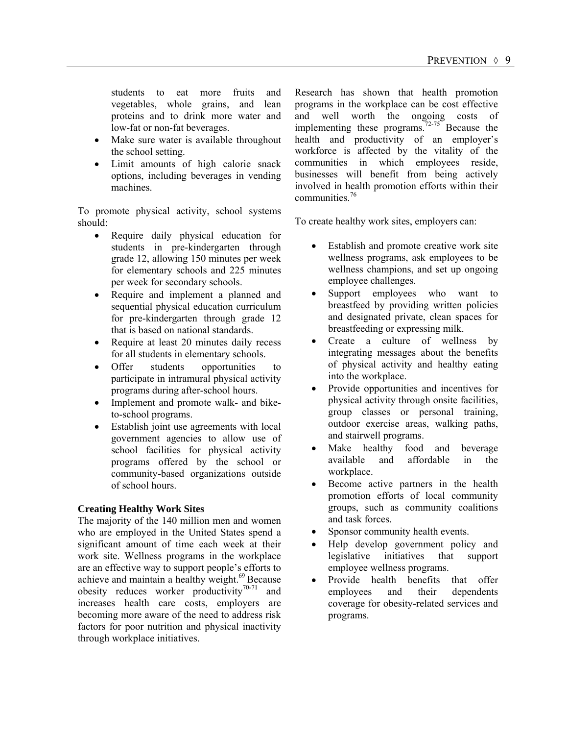students to eat more fruits and vegetables, whole grains, and lean proteins and to drink more water and low-fat or non-fat beverages.
- Make sure water is available throughout the school setting.
- Limit amounts of high calorie snack options, including beverages in vending machines.

To promote physical activity, school systems should:

- Require daily physical education for students in pre-kindergarten through grade 12, allowing 150 minutes per week for elementary schools and 225 minutes per week for secondary schools.
- Require and implement a planned and sequential physical education curriculum for pre-kindergarten through grade 12 that is based on national standards.
- Require at least 20 minutes daily recess for all students in elementary schools.
- Offer students opportunities to participate in intramural physical activity programs during after-school hours.
- Implement and promote walk- and bike-to-school programs.
- Establish joint use agreements with local government agencies to allow use of school facilities for physical activity programs offered by the school or community-based organizations outside of school hours.

**Creating Healthy Work Sites**

The majority of the 140 million men and women who are employed in the United States spend a significant amount of time each week at their work site. Wellness programs in the workplace are an effective way to support people's efforts to achieve and maintain a healthy weight.[69] Because obesity reduces worker productivity[70-71] and increases health care costs, employers are becoming more aware of the need to address risk factors for poor nutrition and physical inactivity through workplace initiatives.

Research has shown that health promotion programs in the workplace can be cost effective and well worth the ongoing costs of implementing these programs.[72-75] Because the health and productivity of an employer's workforce is affected by the vitality of the communities in which employees reside, businesses will benefit from being actively involved in health promotion efforts within their communities.[76]

To create healthy work sites, employers can:

- Establish and promote creative work site wellness programs, ask employees to be wellness champions, and set up ongoing employee challenges.
- Support employees who want to breastfeed by providing written policies and designated private, clean spaces for breastfeeding or expressing milk.
- Create a culture of wellness by integrating messages about the benefits of physical activity and healthy eating into the workplace.
- Provide opportunities and incentives for physical activity through onsite facilities, group classes or personal training, outdoor exercise areas, walking paths, and stairwell programs.
- Make healthy food and beverage available and affordable in the workplace.
- Become active partners in the health promotion efforts of local community groups, such as community coalitions and task forces.
- Sponsor community health events.
- Help develop government policy and legislative initiatives that support employee wellness programs.
- Provide health benefits that offer employees and their dependents coverage for obesity-related services and programs.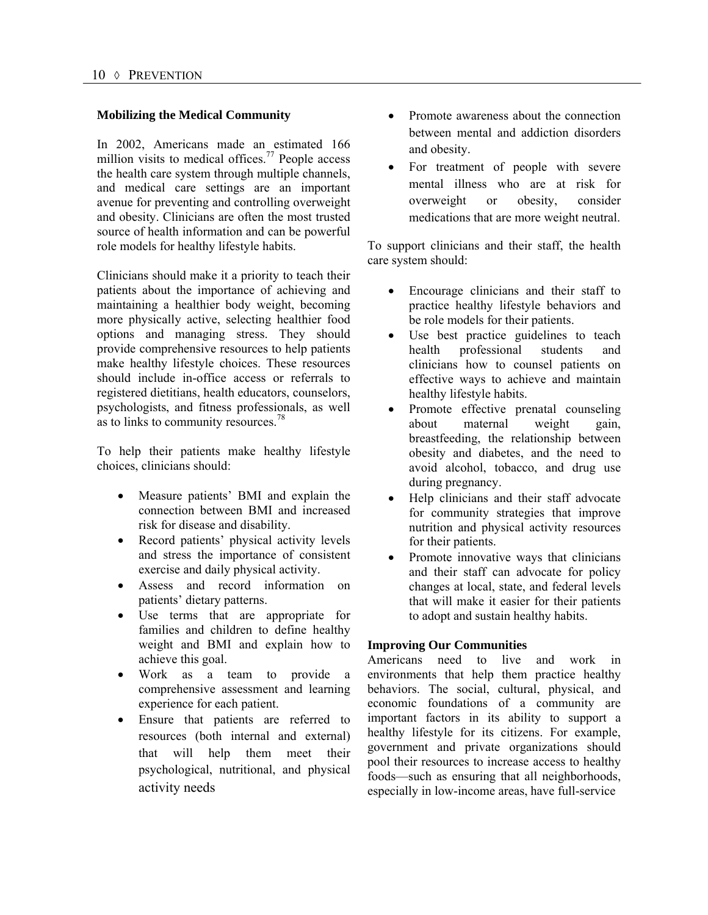### Mobilizing the Medical Community

In 2002, Americans made an estimated 166 million visits to medical offices.[77] People access the health care system through multiple channels, and medical care settings are an important avenue for preventing and controlling overweight and obesity. Clinicians are often the most trusted source of health information and can be powerful role models for healthy lifestyle habits.

Clinicians should make it a priority to teach their patients about the importance of achieving and maintaining a healthier body weight, becoming more physically active, selecting healthier food options and managing stress. They should provide comprehensive resources to help patients make healthy lifestyle choices. These resources should include in-office access or referrals to registered dietitians, health educators, counselors, psychologists, and fitness professionals, as well as to links to community resources.[78]

To help their patients make healthy lifestyle choices, clinicians should:

- Measure patients' BMI and explain the connection between BMI and increased risk for disease and disability.
- Record patients' physical activity levels and stress the importance of consistent exercise and daily physical activity.
- Assess and record information on patients' dietary patterns.
- Use terms that are appropriate for families and children to define healthy weight and BMI and explain how to achieve this goal.
- Work as a team to provide a comprehensive assessment and learning experience for each patient.
- Ensure that patients are referred to resources (both internal and external) that will help them meet their psychological, nutritional, and physical activity needs
- Promote awareness about the connection between mental and addiction disorders and obesity.
- For treatment of people with severe mental illness who are at risk for overweight or obesity, consider medications that are more weight neutral.

To support clinicians and their staff, the health care system should:

- Encourage clinicians and their staff to practice healthy lifestyle behaviors and be role models for their patients.
- Use best practice guidelines to teach health professional students and clinicians how to counsel patients on effective ways to achieve and maintain healthy lifestyle habits.
- Promote effective prenatal counseling about maternal weight gain, breastfeeding, the relationship between obesity and diabetes, and the need to avoid alcohol, tobacco, and drug use during pregnancy.
- Help clinicians and their staff advocate for community strategies that improve nutrition and physical activity resources for their patients.
- Promote innovative ways that clinicians and their staff can advocate for policy changes at local, state, and federal levels that will make it easier for their patients to adopt and sustain healthy habits.

### Improving Our Communities

Americans need to live and work in environments that help them practice healthy behaviors. The social, cultural, physical, and economic foundations of a community are important factors in its ability to support a healthy lifestyle for its citizens. For example, government and private organizations should pool their resources to increase access to healthy foods—such as ensuring that all neighborhoods, especially in low-income areas, have full-service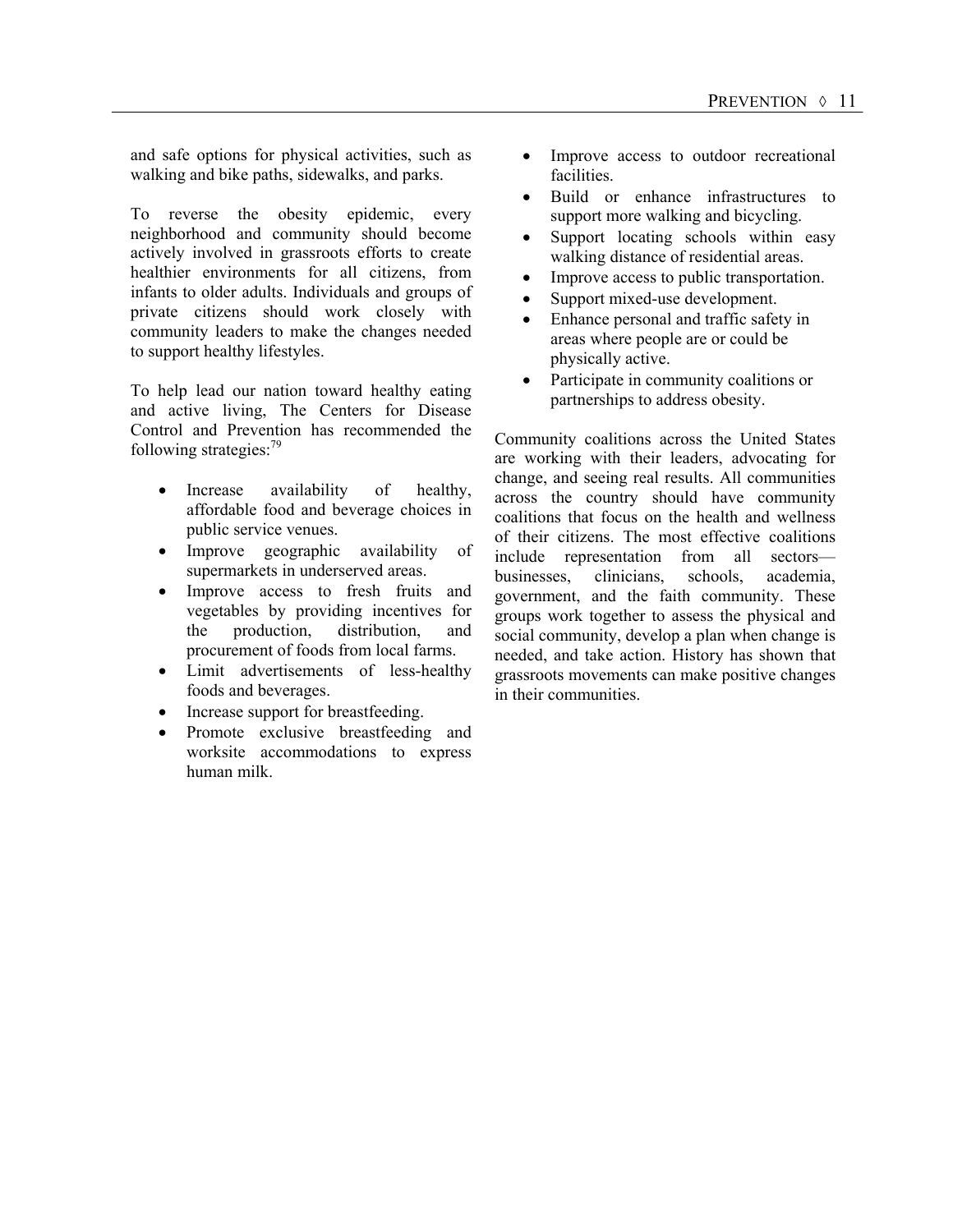and safe options for physical activities, such as walking and bike paths, sidewalks, and parks.

To reverse the obesity epidemic, every neighborhood and community should become actively involved in grassroots efforts to create healthier environments for all citizens, from infants to older adults. Individuals and groups of private citizens should work closely with community leaders to make the changes needed to support healthy lifestyles.

To help lead our nation toward healthy eating and active living, The Centers for Disease Control and Prevention has recommended the following strategies:[79]

- Increase availability of healthy, affordable food and beverage choices in public service venues.
- Improve geographic availability of supermarkets in underserved areas.
- Improve access to fresh fruits and vegetables by providing incentives for the production, distribution, and procurement of foods from local farms.
- Limit advertisements of less-healthy foods and beverages.
- Increase support for breastfeeding.
- Promote exclusive breastfeeding and worksite accommodations to express human milk.
- Improve access to outdoor recreational facilities.
- Build or enhance infrastructures to support more walking and bicycling.
- Support locating schools within easy walking distance of residential areas.
- Improve access to public transportation.
- Support mixed-use development.
- Enhance personal and traffic safety in areas where people are or could be physically active.
- Participate in community coalitions or partnerships to address obesity.

Community coalitions across the United States are working with their leaders, advocating for change, and seeing real results. All communities across the country should have community coalitions that focus on the health and wellness of their citizens. The most effective coalitions include representation from all sectors—businesses, clinicians, schools, academia, government, and the faith community. These groups work together to assess the physical and social community, develop a plan when change is needed, and take action. History has shown that grassroots movements can make positive changes in their communities.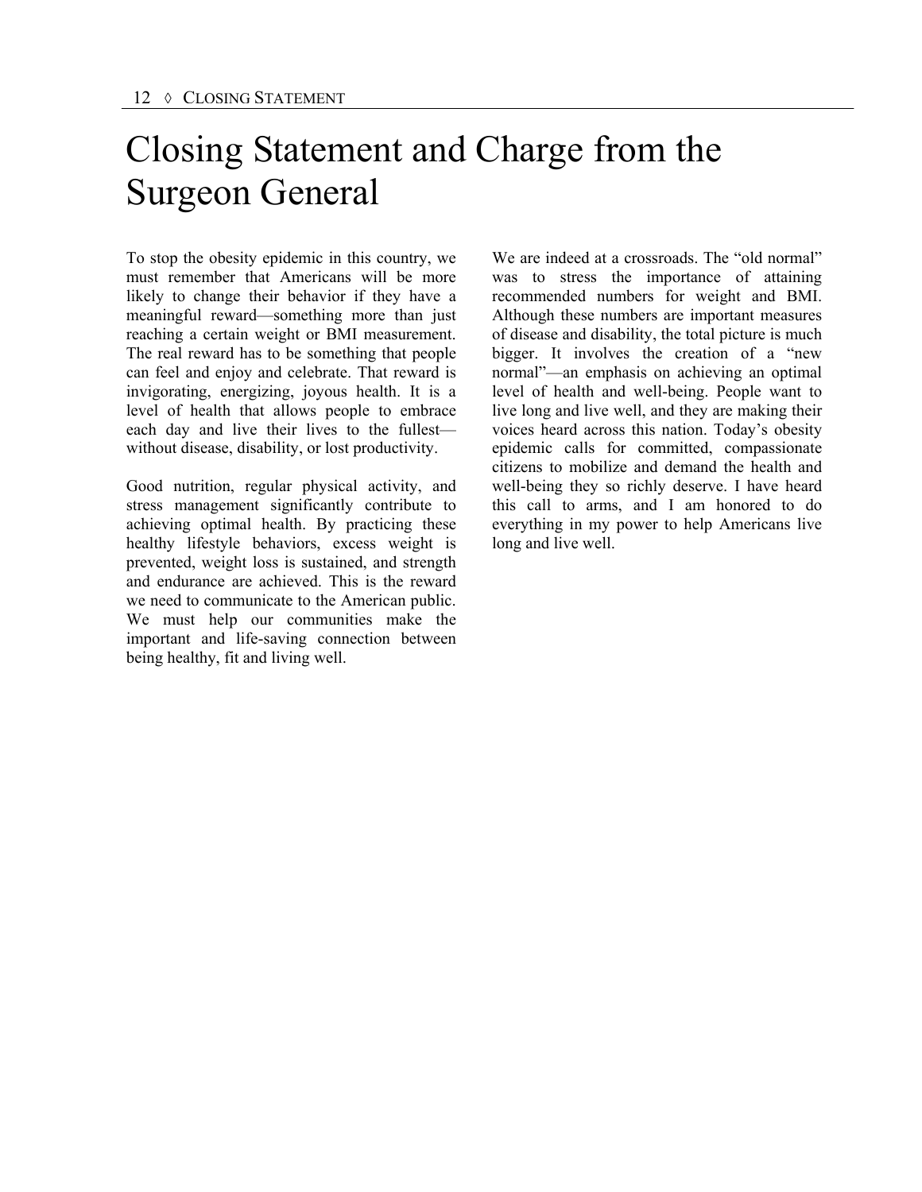# Closing Statement and Charge from the Surgeon General

To stop the obesity epidemic in this country, we must remember that Americans will be more likely to change their behavior if they have a meaningful reward—something more than just reaching a certain weight or BMI measurement. The real reward has to be something that people can feel and enjoy and celebrate. That reward is invigorating, energizing, joyous health. It is a level of health that allows people to embrace each day and live their lives to the fullest—without disease, disability, or lost productivity.

Good nutrition, regular physical activity, and stress management significantly contribute to achieving optimal health. By practicing these healthy lifestyle behaviors, excess weight is prevented, weight loss is sustained, and strength and endurance are achieved. This is the reward we need to communicate to the American public. We must help our communities make the important and life-saving connection between being healthy, fit and living well.

We are indeed at a crossroads. The "old normal" was to stress the importance of attaining recommended numbers for weight and BMI. Although these numbers are important measures of disease and disability, the total picture is much bigger. It involves the creation of a "new normal"—an emphasis on achieving an optimal level of health and well-being. People want to live long and live well, and they are making their voices heard across this nation. Today's obesity epidemic calls for committed, compassionate citizens to mobilize and demand the health and well-being they so richly deserve. I have heard this call to arms, and I am honored to do everything in my power to help Americans live long and live well.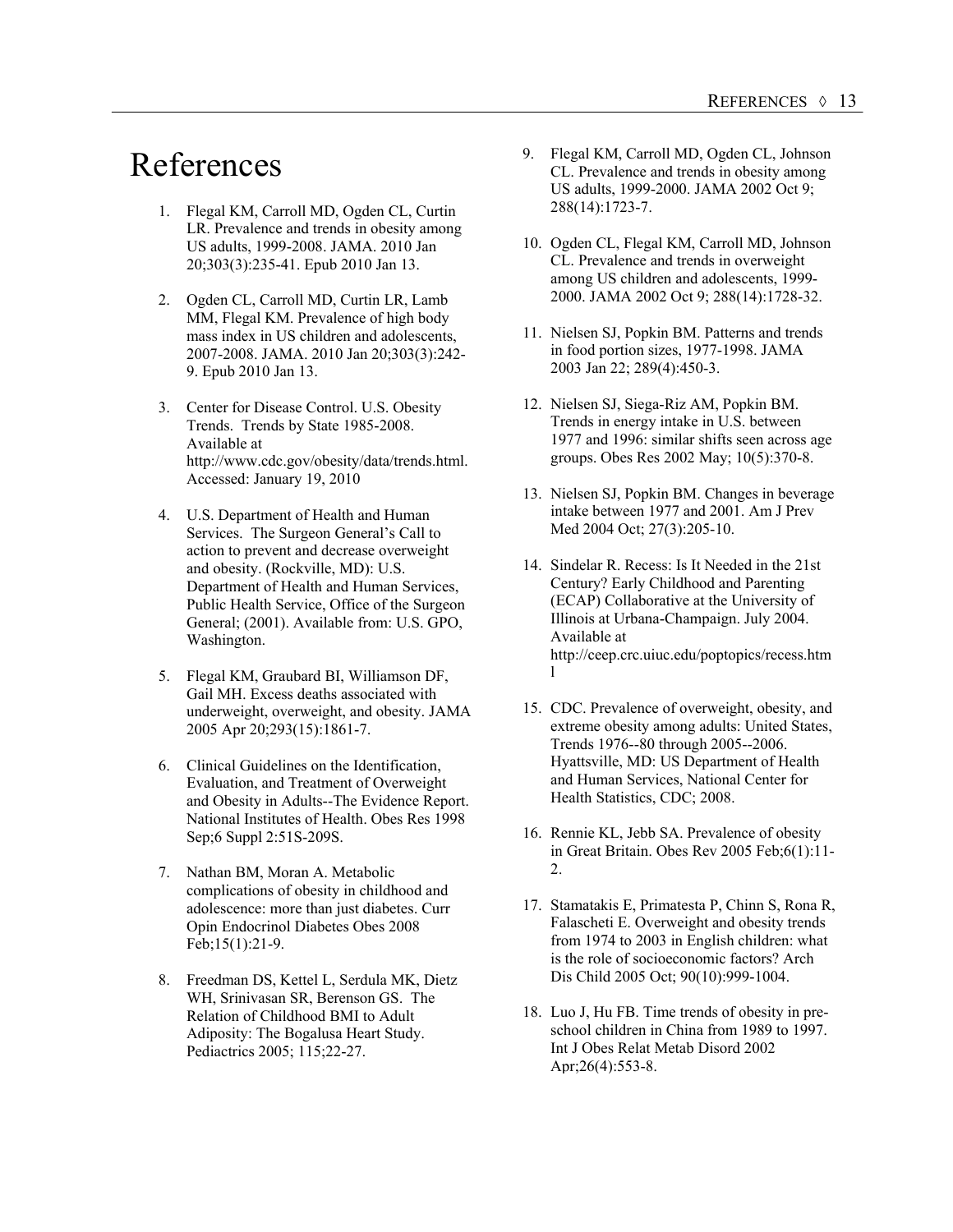# References

1. Flegal KM, Carroll MD, Ogden CL, Curtin LR. Prevalence and trends in obesity among US adults, 1999-2008. JAMA. 2010 Jan 20;303(3):235-41. Epub 2010 Jan 13.

2. Ogden CL, Carroll MD, Curtin LR, Lamb MM, Flegal KM. Prevalence of high body mass index in US children and adolescents, 2007-2008. JAMA. 2010 Jan 20;303(3):242-9. Epub 2010 Jan 13.

3. Center for Disease Control. U.S. Obesity Trends. Trends by State 1985-2008. Available at http://www.cdc.gov/obesity/data/trends.html. Accessed: January 19, 2010

4. U.S. Department of Health and Human Services. The Surgeon General's Call to action to prevent and decrease overweight and obesity. (Rockville, MD): U.S. Department of Health and Human Services, Public Health Service, Office of the Surgeon General; (2001). Available from: U.S. GPO, Washington.

5. Flegal KM, Graubard BI, Williamson DF, Gail MH. Excess deaths associated with underweight, overweight, and obesity. JAMA 2005 Apr 20;293(15):1861-7.

6. Clinical Guidelines on the Identification, Evaluation, and Treatment of Overweight and Obesity in Adults--The Evidence Report. National Institutes of Health. Obes Res 1998 Sep;6 Suppl 2:51S-209S.

7. Nathan BM, Moran A. Metabolic complications of obesity in childhood and adolescence: more than just diabetes. Curr Opin Endocrinol Diabetes Obes 2008 Feb;15(1):21-9.

8. Freedman DS, Kettel L, Serdula MK, Dietz WH, Srinivasan SR, Berenson GS. The Relation of Childhood BMI to Adult Adiposity: The Bogalusa Heart Study. Pediactrics 2005; 115;22-27.

9. Flegal KM, Carroll MD, Ogden CL, Johnson CL. Prevalence and trends in obesity among US adults, 1999-2000. JAMA 2002 Oct 9; 288(14):1723-7.

10. Ogden CL, Flegal KM, Carroll MD, Johnson CL. Prevalence and trends in overweight among US children and adolescents, 1999-2000. JAMA 2002 Oct 9; 288(14):1728-32.

11. Nielsen SJ, Popkin BM. Patterns and trends in food portion sizes, 1977-1998. JAMA 2003 Jan 22; 289(4):450-3.

12. Nielsen SJ, Siega-Riz AM, Popkin BM. Trends in energy intake in U.S. between 1977 and 1996: similar shifts seen across age groups. Obes Res 2002 May; 10(5):370-8.

13. Nielsen SJ, Popkin BM. Changes in beverage intake between 1977 and 2001. Am J Prev Med 2004 Oct; 27(3):205-10.

14. Sindelar R. Recess: Is It Needed in the 21st Century? Early Childhood and Parenting (ECAP) Collaborative at the University of Illinois at Urbana-Champaign. July 2004. Available at http://ceep.crc.uiuc.edu/poptopics/recess.html

15. CDC. Prevalence of overweight, obesity, and extreme obesity among adults: United States, Trends 1976--80 through 2005--2006. Hyattsville, MD: US Department of Health and Human Services, National Center for Health Statistics, CDC; 2008.

16. Rennie KL, Jebb SA. Prevalence of obesity in Great Britain. Obes Rev 2005 Feb;6(1):11-2.

17. Stamatakis E, Primatesta P, Chinn S, Rona R, Falascheti E. Overweight and obesity trends from 1974 to 2003 in English children: what is the role of socioeconomic factors? Arch Dis Child 2005 Oct; 90(10):999-1004.

18. Luo J, Hu FB. Time trends of obesity in pre-school children in China from 1989 to 1997. Int J Obes Relat Metab Disord 2002 Apr;26(4):553-8.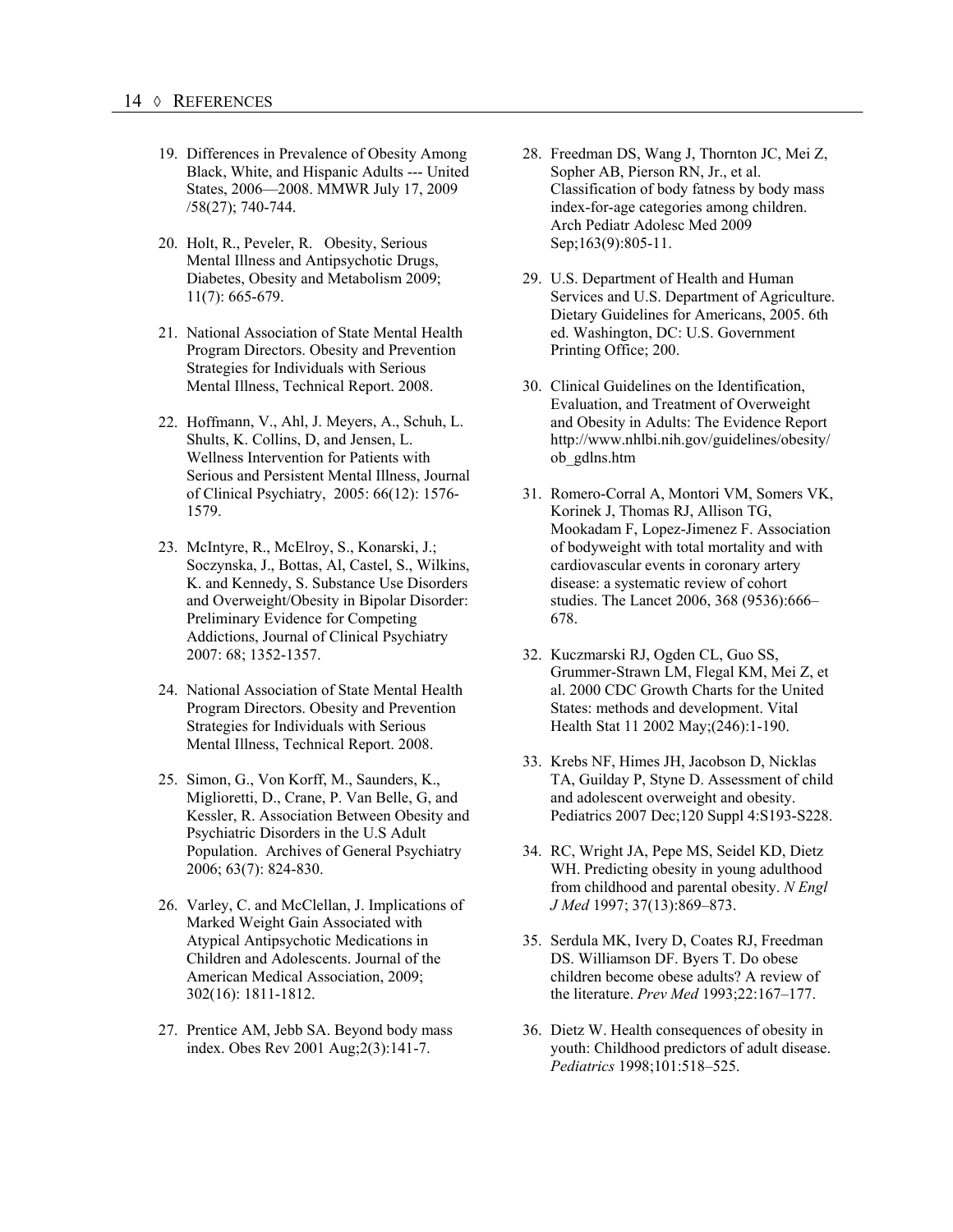19. Differences in Prevalence of Obesity Among Black, White, and Hispanic Adults --- United States, 2006—2008. MMWR July 17, 2009 /58(27); 740-744.

20. Holt, R., Peveler, R. Obesity, Serious Mental Illness and Antipsychotic Drugs, Diabetes, Obesity and Metabolism 2009; 11(7): 665-679.

21. National Association of State Mental Health Program Directors. Obesity and Prevention Strategies for Individuals with Serious Mental Illness, Technical Report. 2008.

22. Hoffmann, V., Ahl, J. Meyers, A., Schuh, L. Shults, K. Collins, D, and Jensen, L. Wellness Intervention for Patients with Serious and Persistent Mental Illness, Journal of Clinical Psychiatry, 2005: 66(12): 1576-1579.

23. McIntyre, R., McElroy, S., Konarski, J.; Soczynska, J., Bottas, Al, Castel, S., Wilkins, K. and Kennedy, S. Substance Use Disorders and Overweight/Obesity in Bipolar Disorder: Preliminary Evidence for Competing Addictions, Journal of Clinical Psychiatry 2007: 68; 1352-1357.

24. National Association of State Mental Health Program Directors. Obesity and Prevention Strategies for Individuals with Serious Mental Illness, Technical Report. 2008.

25. Simon, G., Von Korff, M., Saunders, K., Miglioretti, D., Crane, P. Van Belle, G, and Kessler, R. Association Between Obesity and Psychiatric Disorders in the U.S Adult Population. Archives of General Psychiatry 2006; 63(7): 824-830.

26. Varley, C. and McClellan, J. Implications of Marked Weight Gain Associated with Atypical Antipsychotic Medications in Children and Adolescents. Journal of the American Medical Association, 2009; 302(16): 1811-1812.

27. Prentice AM, Jebb SA. Beyond body mass index. Obes Rev 2001 Aug;2(3):141-7.

28. Freedman DS, Wang J, Thornton JC, Mei Z, Sopher AB, Pierson RN, Jr., et al. Classification of body fatness by body mass index-for-age categories among children. Arch Pediatr Adolesc Med 2009 Sep;163(9):805-11.

29. U.S. Department of Health and Human Services and U.S. Department of Agriculture. Dietary Guidelines for Americans, 2005. 6th ed. Washington, DC: U.S. Government Printing Office; 200.

30. Clinical Guidelines on the Identification, Evaluation, and Treatment of Overweight and Obesity in Adults: The Evidence Report http://www.nhlbi.nih.gov/guidelines/obesity/ob_gdlns.htm

31. Romero-Corral A, Montori VM, Somers VK, Korinek J, Thomas RJ, Allison TG, Mookadam F, Lopez-Jimenez F. Association of bodyweight with total mortality and with cardiovascular events in coronary artery disease: a systematic review of cohort studies. The Lancet 2006, 368 (9536):666–678.

32. Kuczmarski RJ, Ogden CL, Guo SS, Grummer-Strawn LM, Flegal KM, Mei Z, et al. 2000 CDC Growth Charts for the United States: methods and development. Vital Health Stat 11 2002 May;(246):1-190.

33. Krebs NF, Himes JH, Jacobson D, Nicklas TA, Guilday P, Styne D. Assessment of child and adolescent overweight and obesity. Pediatrics 2007 Dec;120 Suppl 4:S193-S228.

34. RC, Wright JA, Pepe MS, Seidel KD, Dietz WH. Predicting obesity in young adulthood from childhood and parental obesity. *N Engl J Med* 1997; 37(13):869–873.

35. Serdula MK, Ivery D, Coates RJ, Freedman DS. Williamson DF. Byers T. Do obese children become obese adults? A review of the literature. *Prev Med* 1993;22:167–177.

36. Dietz W. Health consequences of obesity in youth: Childhood predictors of adult disease. *Pediatrics* 1998;101:518–525.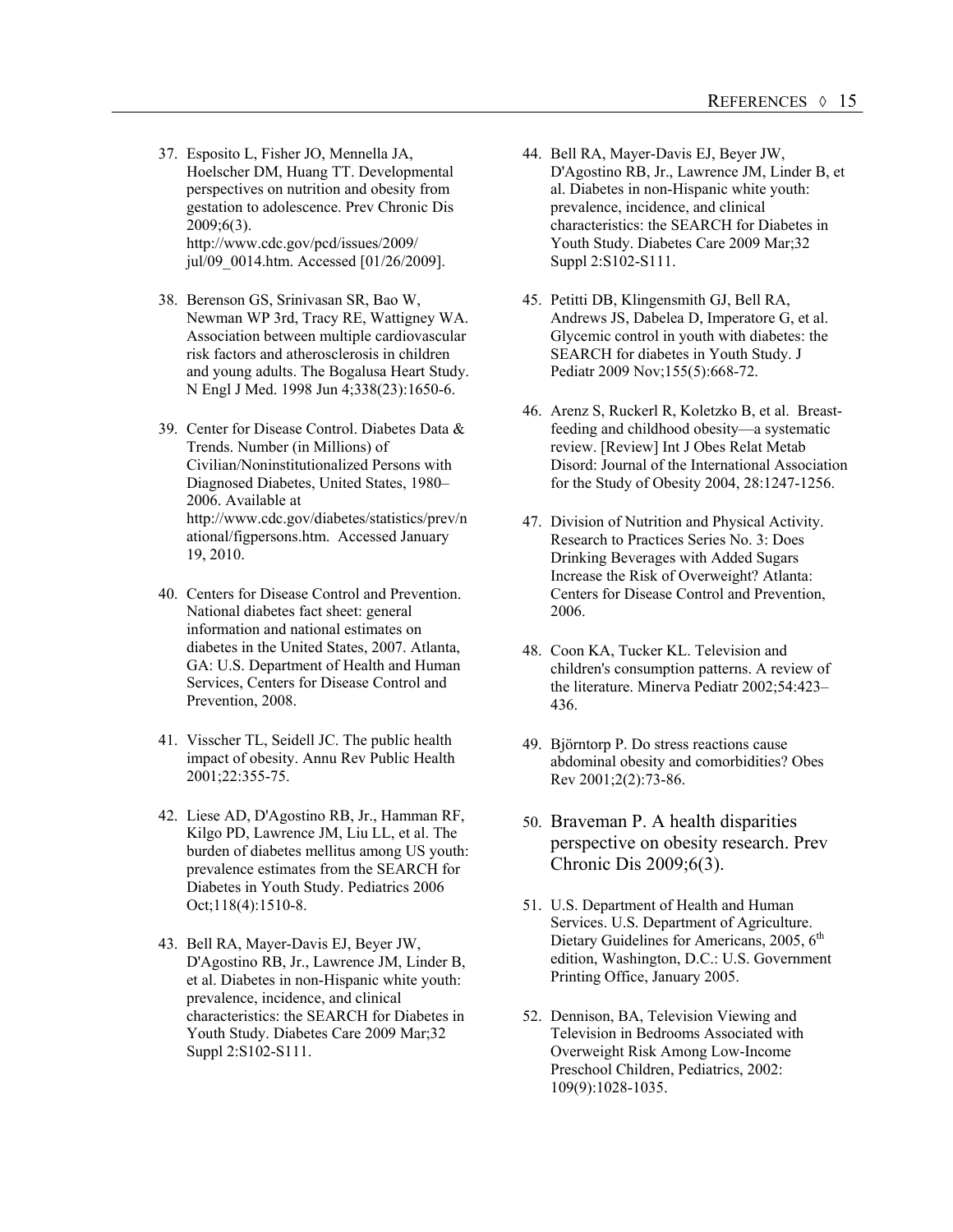37. Esposito L, Fisher JO, Mennella JA, Hoelscher DM, Huang TT. Developmental perspectives on nutrition and obesity from gestation to adolescence. Prev Chronic Dis 2009;6(3). http://www.cdc.gov/pcd/issues/2009/jul/09_0014.htm. Accessed [01/26/2009].

38. Berenson GS, Srinivasan SR, Bao W, Newman WP 3rd, Tracy RE, Wattigney WA. Association between multiple cardiovascular risk factors and atherosclerosis in children and young adults. The Bogalusa Heart Study. N Engl J Med. 1998 Jun 4;338(23):1650-6.

39. Center for Disease Control. Diabetes Data & Trends. Number (in Millions) of Civilian/Noninstitutionalized Persons with Diagnosed Diabetes, United States, 1980–2006. Available at http://www.cdc.gov/diabetes/statistics/prev/national/figpersons.htm. Accessed January 19, 2010.

40. Centers for Disease Control and Prevention. National diabetes fact sheet: general information and national estimates on diabetes in the United States, 2007. Atlanta, GA: U.S. Department of Health and Human Services, Centers for Disease Control and Prevention, 2008.

41. Visscher TL, Seidell JC. The public health impact of obesity. Annu Rev Public Health 2001;22:355-75.

42. Liese AD, D'Agostino RB, Jr., Hamman RF, Kilgo PD, Lawrence JM, Liu LL, et al. The burden of diabetes mellitus among US youth: prevalence estimates from the SEARCH for Diabetes in Youth Study. Pediatrics 2006 Oct;118(4):1510-8.

43. Bell RA, Mayer-Davis EJ, Beyer JW, D'Agostino RB, Jr., Lawrence JM, Linder B, et al. Diabetes in non-Hispanic white youth: prevalence, incidence, and clinical characteristics: the SEARCH for Diabetes in Youth Study. Diabetes Care 2009 Mar;32 Suppl 2:S102-S111.

44. Bell RA, Mayer-Davis EJ, Beyer JW, D'Agostino RB, Jr., Lawrence JM, Linder B, et al. Diabetes in non-Hispanic white youth: prevalence, incidence, and clinical characteristics: the SEARCH for Diabetes in Youth Study. Diabetes Care 2009 Mar;32 Suppl 2:S102-S111.

45. Petitti DB, Klingensmith GJ, Bell RA, Andrews JS, Dabelea D, Imperatore G, et al. Glycemic control in youth with diabetes: the SEARCH for diabetes in Youth Study. J Pediatr 2009 Nov;155(5):668-72.

46. Arenz S, Ruckerl R, Koletzko B, et al. Breast-feeding and childhood obesity—a systematic review. [Review] Int J Obes Relat Metab Disord: Journal of the International Association for the Study of Obesity 2004, 28:1247-1256.

47. Division of Nutrition and Physical Activity. Research to Practices Series No. 3: Does Drinking Beverages with Added Sugars Increase the Risk of Overweight? Atlanta: Centers for Disease Control and Prevention, 2006.

48. Coon KA, Tucker KL. Television and children's consumption patterns. A review of the literature. Minerva Pediatr 2002;54:423–436.

49. Björntorp P. Do stress reactions cause abdominal obesity and comorbidities? Obes Rev 2001;2(2):73-86.

50. Braveman P. A health disparities perspective on obesity research. Prev Chronic Dis 2009;6(3).

51. U.S. Department of Health and Human Services. U.S. Department of Agriculture. Dietary Guidelines for Americans, 2005, 6th edition, Washington, D.C.: U.S. Government Printing Office, January 2005.

52. Dennison, BA, Television Viewing and Television in Bedrooms Associated with Overweight Risk Among Low-Income Preschool Children, Pediatrics, 2002: 109(9):1028-1035.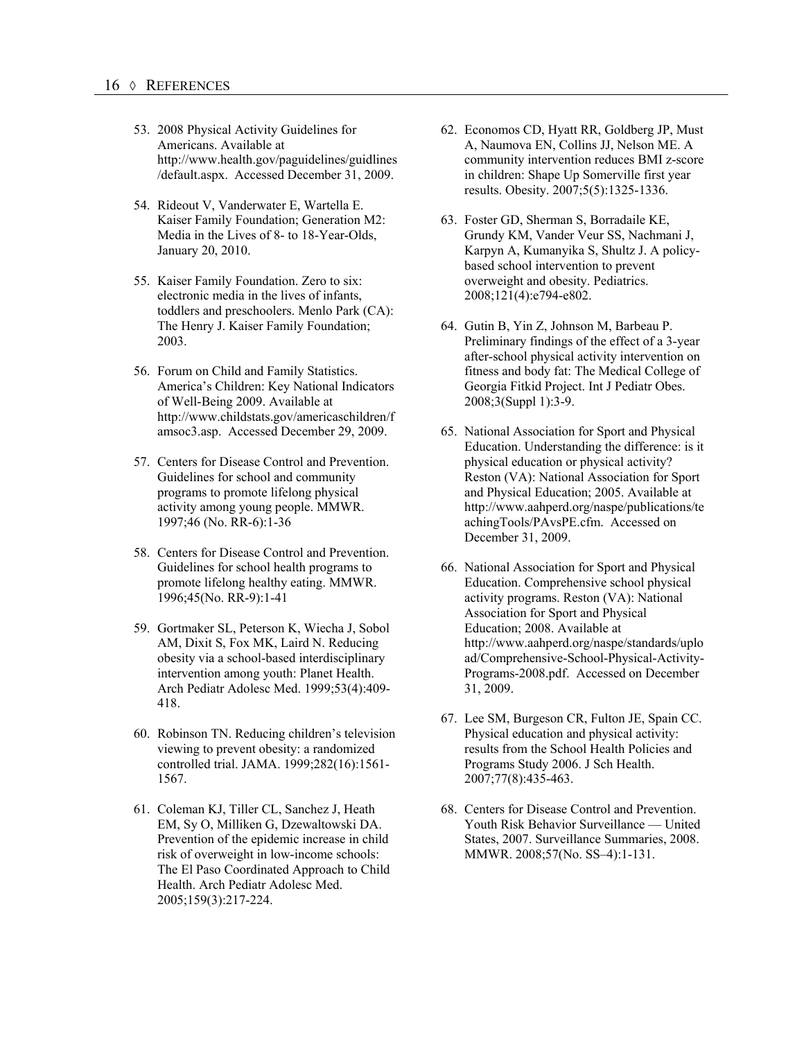53. 2008 Physical Activity Guidelines for Americans. Available at http://www.health.gov/paguidelines/guidlines/default.aspx. Accessed December 31, 2009.

54. Rideout V, Vanderwater E, Wartella E. Kaiser Family Foundation; Generation M2: Media in the Lives of 8- to 18-Year-Olds, January 20, 2010.

55. Kaiser Family Foundation. Zero to six: electronic media in the lives of infants, toddlers and preschoolers. Menlo Park (CA): The Henry J. Kaiser Family Foundation; 2003.

56. Forum on Child and Family Statistics. America's Children: Key National Indicators of Well-Being 2009. Available at http://www.childstats.gov/americaschildren/famsoc3.asp. Accessed December 29, 2009.

57. Centers for Disease Control and Prevention. Guidelines for school and community programs to promote lifelong physical activity among young people. MMWR. 1997;46 (No. RR-6):1-36

58. Centers for Disease Control and Prevention. Guidelines for school health programs to promote lifelong healthy eating. MMWR. 1996;45(No. RR-9):1-41

59. Gortmaker SL, Peterson K, Wiecha J, Sobol AM, Dixit S, Fox MK, Laird N. Reducing obesity via a school-based interdisciplinary intervention among youth: Planet Health. Arch Pediatr Adolesc Med. 1999;53(4):409-418.

60. Robinson TN. Reducing children's television viewing to prevent obesity: a randomized controlled trial. JAMA. 1999;282(16):1561-1567.

61. Coleman KJ, Tiller CL, Sanchez J, Heath EM, Sy O, Milliken G, Dzewaltowski DA. Prevention of the epidemic increase in child risk of overweight in low-income schools: The El Paso Coordinated Approach to Child Health. Arch Pediatr Adolesc Med. 2005;159(3):217-224.

62. Economos CD, Hyatt RR, Goldberg JP, Must A, Naumova EN, Collins JJ, Nelson ME. A community intervention reduces BMI z-score in children: Shape Up Somerville first year results. Obesity. 2007;5(5):1325-1336.

63. Foster GD, Sherman S, Borradaile KE, Grundy KM, Vander Veur SS, Nachmani J, Karpyn A, Kumanyika S, Shultz J. A policy-based school intervention to prevent overweight and obesity. Pediatrics. 2008;121(4):e794-e802.

64. Gutin B, Yin Z, Johnson M, Barbeau P. Preliminary findings of the effect of a 3-year after-school physical activity intervention on fitness and body fat: The Medical College of Georgia Fitkid Project. Int J Pediatr Obes. 2008;3(Suppl 1):3-9.

65. National Association for Sport and Physical Education. Understanding the difference: is it physical education or physical activity? Reston (VA): National Association for Sport and Physical Education; 2005. Available at http://www.aahperd.org/naspe/publications/teachingTools/PAvsPE.cfm. Accessed on December 31, 2009.

66. National Association for Sport and Physical Education. Comprehensive school physical activity programs. Reston (VA): National Association for Sport and Physical Education; 2008. Available at http://www.aahperd.org/naspe/standards/upload/Comprehensive-School-Physical-Activity-Programs-2008.pdf. Accessed on December 31, 2009.

67. Lee SM, Burgeson CR, Fulton JE, Spain CC. Physical education and physical activity: results from the School Health Policies and Programs Study 2006. J Sch Health. 2007;77(8):435-463.

68. Centers for Disease Control and Prevention. Youth Risk Behavior Surveillance — United States, 2007. Surveillance Summaries, 2008. MMWR. 2008;57(No. SS–4):1-131.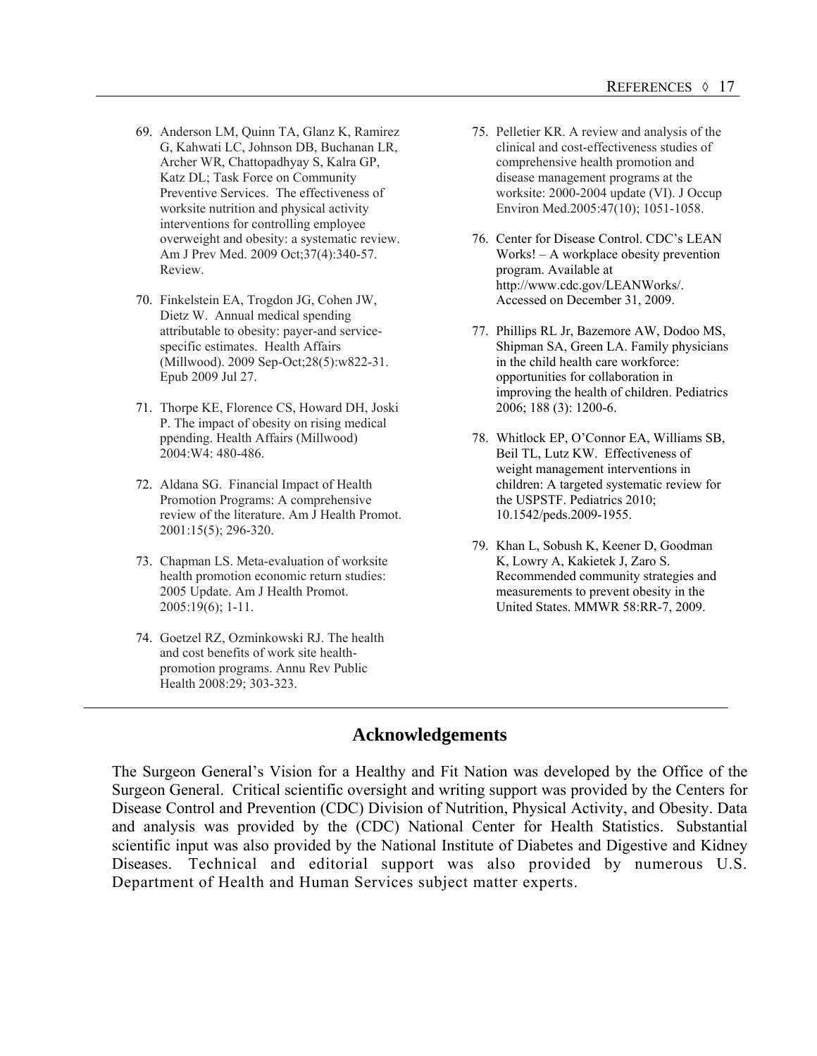69. Anderson LM, Quinn TA, Glanz K, Ramirez G, Kahwati LC, Johnson DB, Buchanan LR, Archer WR, Chattopadhyay S, Kalra GP, Katz DL; Task Force on Community Preventive Services. The effectiveness of worksite nutrition and physical activity interventions for controlling employee overweight and obesity: a systematic review. Am J Prev Med. 2009 Oct;37(4):340-57. Review.

70. Finkelstein EA, Trogdon JG, Cohen JW, Dietz W. Annual medical spending attributable to obesity: payer-and service-specific estimates. Health Affairs (Millwood). 2009 Sep-Oct;28(5):w822-31. Epub 2009 Jul 27.

71. Thorpe KE, Florence CS, Howard DH, Joski P. The impact of obesity on rising medical ppending. Health Affairs (Millwood) 2004:W4: 480-486.

72. Aldana SG. Financial Impact of Health Promotion Programs: A comprehensive review of the literature. Am J Health Promot. 2001:15(5); 296-320.

73. Chapman LS. Meta-evaluation of worksite health promotion economic return studies: 2005 Update. Am J Health Promot. 2005:19(6); 1-11.

74. Goetzel RZ, Ozminkowski RJ. The health and cost benefits of work site health-promotion programs. Annu Rev Public Health 2008:29; 303-323.

75. Pelletier KR. A review and analysis of the clinical and cost-effectiveness studies of comprehensive health promotion and disease management programs at the worksite: 2000-2004 update (VI). J Occup Environ Med.2005:47(10); 1051-1058.

76. Center for Disease Control. CDC's LEAN Works! – A workplace obesity prevention program. Available at http://www.cdc.gov/LEANWorks/. Accessed on December 31, 2009.

77. Phillips RL Jr, Bazemore AW, Dodoo MS, Shipman SA, Green LA. Family physicians in the child health care workforce: opportunities for collaboration in improving the health of children. Pediatrics 2006; 188 (3): 1200-6.

78. Whitlock EP, O'Connor EA, Williams SB, Beil TL, Lutz KW. Effectiveness of weight management interventions in children: A targeted systematic review for the USPSTF. Pediatrics 2010; 10.1542/peds.2009-1955.

79. Khan L, Sobush K, Keener D, Goodman K, Lowry A, Kakietek J, Zaro S. Recommended community strategies and measurements to prevent obesity in the United States. MMWR 58:RR-7, 2009.

## Acknowledgements

The Surgeon General's Vision for a Healthy and Fit Nation was developed by the Office of the Surgeon General. Critical scientific oversight and writing support was provided by the Centers for Disease Control and Prevention (CDC) Division of Nutrition, Physical Activity, and Obesity. Data and analysis was provided by the (CDC) National Center for Health Statistics. Substantial scientific input was also provided by the National Institute of Diabetes and Digestive and Kidney Diseases. Technical and editorial support was also provided by numerous U.S. Department of Health and Human Services subject matter experts.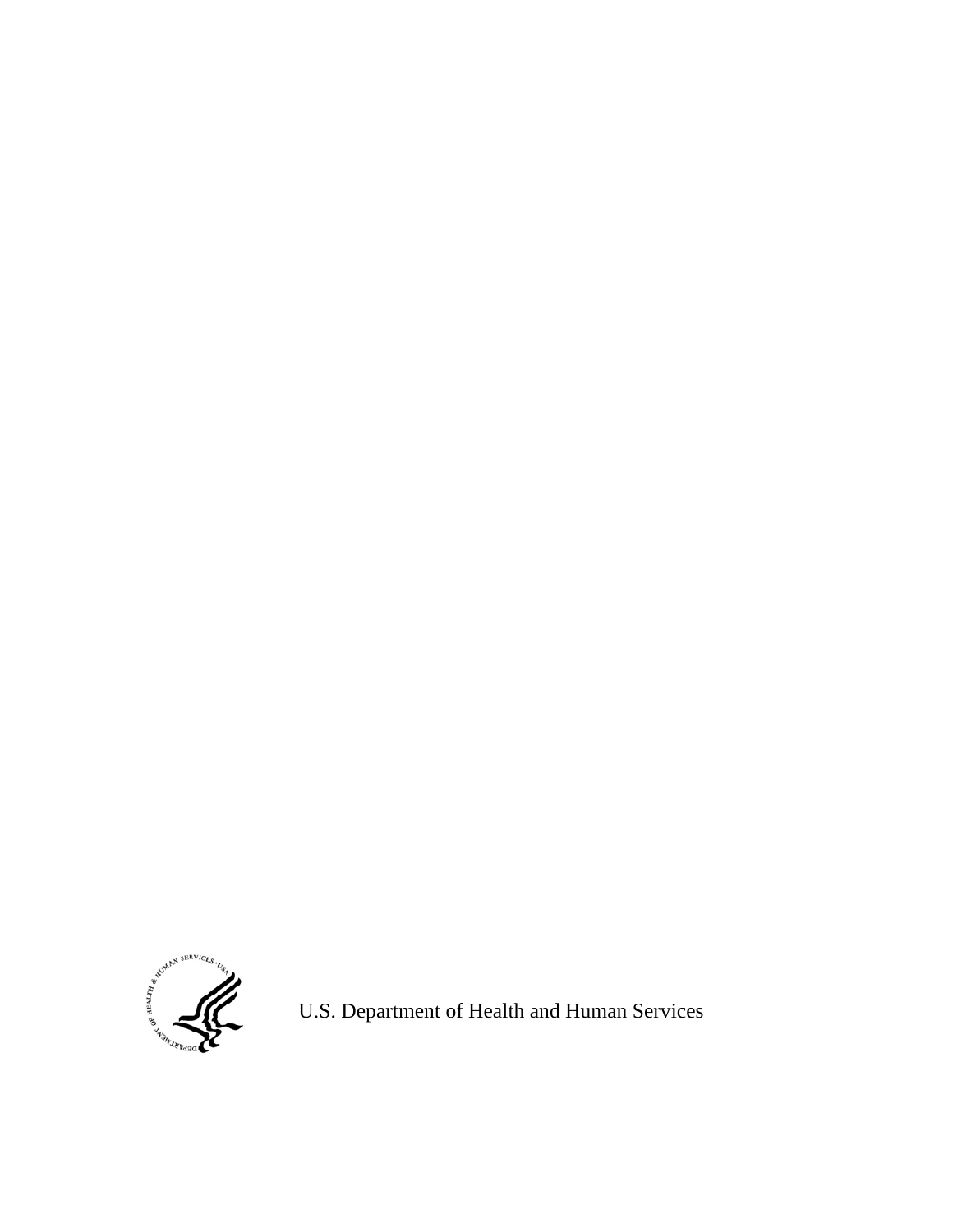U.S. Department of Health and Human Services